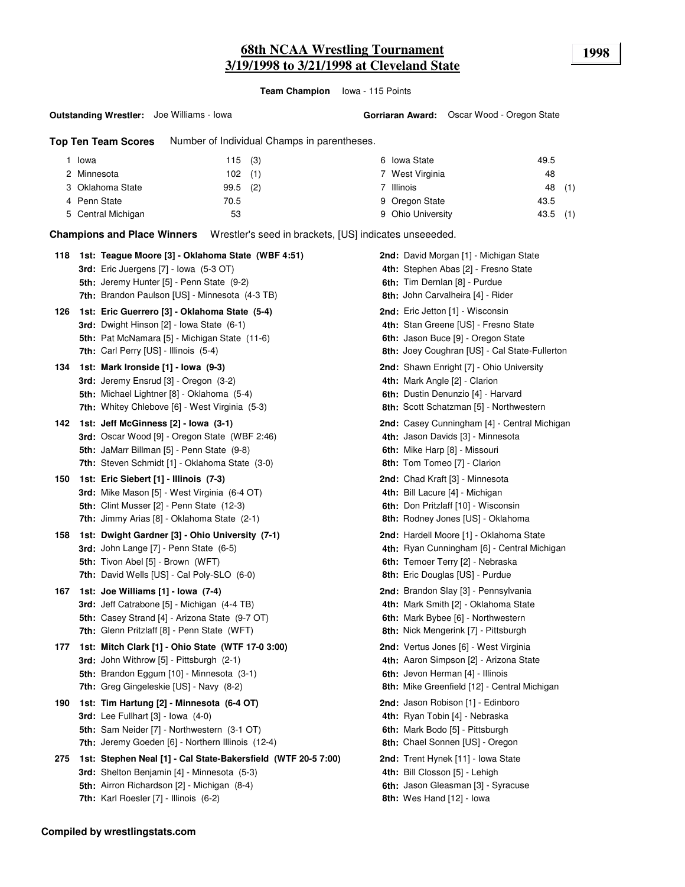# 68th NCAA Wrestling Tournament
## 3/19/1998 to 3/21/1998 at Cleveland State

**1998**

**Team Champion** Iowa - 115 Points

**Outstanding Wrestler:** Joe Williams - Iowa

**Gorriaran Award:** Oscar Wood - Oregon State

**Top Ten Team Scores** Number of Individual Champs in parentheses.

| Rank | Team | Points | Champs |
|---|---|---|---|
| 1 | Iowa | 115 | (3) |
| 2 | Minnesota | 102 | (1) |
| 3 | Oklahoma State | 99.5 | (2) |
| 4 | Penn State | 70.5 | |
| 5 | Central Michigan | 53 | |
| 6 | Iowa State | 49.5 | |
| 7 | West Virginia | 48 | |
| 7 | Illinois | 48 | (1) |
| 9 | Oregon State | 43.5 | |
| 9 | Ohio University | 43.5 | (1) |

**Champions and Place Winners** Wrestler's seed in brackets, [US] indicates unseeeded.

**118**
- **1st: Teague Moore [3] - Oklahoma State (WBF 4:51)**
- 2nd: David Morgan [1] - Michigan State
- 3rd: Eric Juergens [7] - Iowa (5-3 OT)
- 4th: Stephen Abas [2] - Fresno State
- 5th: Jeremy Hunter [5] - Penn State (9-2)
- 6th: Tim Dernlan [8] - Purdue
- 7th: Brandon Paulson [US] - Minnesota (4-3 TB)
- 8th: John Carvalheira [4] - Rider

**126**
- **1st: Eric Guerrero [3] - Oklahoma State (5-4)**
- 2nd: Eric Jetton [1] - Wisconsin
- 3rd: Dwight Hinson [2] - Iowa State (6-1)
- 4th: Stan Greene [US] - Fresno State
- 5th: Pat McNamara [5] - Michigan State (11-6)
- 6th: Jason Buce [9] - Oregon State
- 7th: Carl Perry [US] - Illinois (5-4)
- 8th: Joey Coughran [US] - Cal State-Fullerton

**134**
- **1st: Mark Ironside [1] - Iowa (9-3)**
- 2nd: Shawn Enright [7] - Ohio University
- 3rd: Jeremy Ensrud [3] - Oregon (3-2)
- 4th: Mark Angle [2] - Clarion
- 5th: Michael Lightner [8] - Oklahoma (5-4)
- 6th: Dustin Denunzio [4] - Harvard
- 7th: Whitey Chlebove [6] - West Virginia (5-3)
- 8th: Scott Schatzman [5] - Northwestern

**142**
- **1st: Jeff McGinness [2] - Iowa (3-1)**
- 2nd: Casey Cunningham [4] - Central Michigan
- 3rd: Oscar Wood [9] - Oregon State (WBF 2:46)
- 4th: Jason Davids [3] - Minnesota
- 5th: JaMarr Billman [5] - Penn State (9-8)
- 6th: Mike Harp [8] - Missouri
- 7th: Steven Schmidt [1] - Oklahoma State (3-0)
- 8th: Tom Tomeo [7] - Clarion

**150**
- **1st: Eric Siebert [1] - Illinois (7-3)**
- 2nd: Chad Kraft [3] - Minnesota
- 3rd: Mike Mason [5] - West Virginia (6-4 OT)
- 4th: Bill Lacure [4] - Michigan
- 5th: Clint Musser [2] - Penn State (12-3)
- 6th: Don Pritzlaff [10] - Wisconsin
- 7th: Jimmy Arias [8] - Oklahoma State (2-1)
- 8th: Rodney Jones [US] - Oklahoma

**158**
- **1st: Dwight Gardner [3] - Ohio University (7-1)**
- 2nd: Hardell Moore [1] - Oklahoma State
- 3rd: John Lange [7] - Penn State (6-5)
- 4th: Ryan Cunningham [6] - Central Michigan
- 5th: Tivon Abel [5] - Brown (WFT)
- 6th: Temoer Terry [2] - Nebraska
- 7th: David Wells [US] - Cal Poly-SLO (6-0)
- 8th: Eric Douglas [US] - Purdue

**167**
- **1st: Joe Williams [1] - Iowa (7-4)**
- 2nd: Brandon Slay [3] - Pennsylvania
- 3rd: Jeff Catrabone [5] - Michigan (4-4 TB)
- 4th: Mark Smith [2] - Oklahoma State
- 5th: Casey Strand [4] - Arizona State (9-7 OT)
- 6th: Mark Bybee [6] - Northwestern
- 7th: Glenn Pritzlaff [8] - Penn State (WFT)
- 8th: Nick Mengerink [7] - Pittsburgh

**177**
- **1st: Mitch Clark [1] - Ohio State (WTF 17-0 3:00)**
- 2nd: Vertus Jones [6] - West Virginia
- 3rd: John Withrow [5] - Pittsburgh (2-1)
- 4th: Aaron Simpson [2] - Arizona State
- 5th: Brandon Eggum [10] - Minnesota (3-1)
- 6th: Jevon Herman [4] - Illinois
- 7th: Greg Gingeleskie [US] - Navy (8-2)
- 8th: Mike Greenfield [12] - Central Michigan

**190**
- **1st: Tim Hartung [2] - Minnesota (6-4 OT)**
- 2nd: Jason Robison [1] - Edinboro
- 3rd: Lee Fullhart [3] - Iowa (4-0)
- 4th: Ryan Tobin [4] - Nebraska
- 5th: Sam Neider [7] - Northwestern (3-1 OT)
- 6th: Mark Bodo [5] - Pittsburgh
- 7th: Jeremy Goeden [6] - Northern Illinois (12-4)
- 8th: Chael Sonnen [US] - Oregon

**275**
- **1st: Stephen Neal [1] - Cal State-Bakersfield (WTF 20-5 7:00)**
- 2nd: Trent Hynek [11] - Iowa State
- 3rd: Shelton Benjamin [4] - Minnesota (5-3)
- 4th: Bill Closson [5] - Lehigh
- 5th: Airron Richardson [2] - Michigan (8-4)
- 6th: Jason Gleasman [3] - Syracuse
- 7th: Karl Roesler [7] - Illinois (6-2)
- 8th: Wes Hand [12] - Iowa

**Compiled by wrestlingstats.com**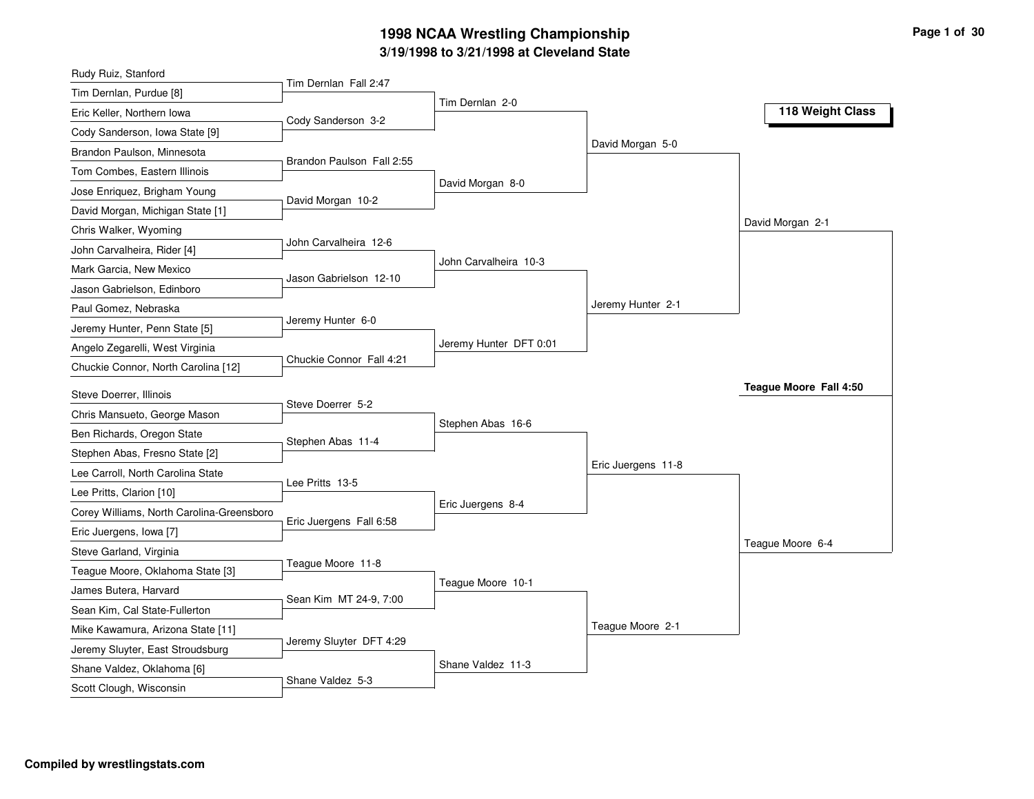# 1998 NCAA Wrestling Championship

## 3/19/1998 to 3/21/1998 at Cleveland State

### 118 Weight Class

**First Round**

- Rudy Ruiz, Stanford vs Tim Dernlan, Purdue [8] — Tim Dernlan Fall 2:47
- Eric Keller, Northern Iowa vs Cody Sanderson, Iowa State [9] — Cody Sanderson 3-2
- Brandon Paulson, Minnesota vs Tom Combes, Eastern Illinois — Brandon Paulson Fall 2:55
- Jose Enriquez, Brigham Young vs David Morgan, Michigan State [1] — David Morgan 10-2
- Chris Walker, Wyoming vs John Carvalheira, Rider [4] — John Carvalheira 12-6
- Mark Garcia, New Mexico vs Jason Gabrielson, Edinboro — Jason Gabrielson 12-10
- Paul Gomez, Nebraska vs Jeremy Hunter, Penn State [5] — Jeremy Hunter 6-0
- Angelo Zegarelli, West Virginia vs Chuckie Connor, North Carolina [12] — Chuckie Connor Fall 4:21
- Steve Doerrer, Illinois vs Chris Mansueto, George Mason — Steve Doerrer 5-2
- Ben Richards, Oregon State vs Stephen Abas, Fresno State [2] — Stephen Abas 11-4
- Lee Carroll, North Carolina State vs Lee Pritts, Clarion [10] — Lee Pritts 13-5
- Corey Williams, North Carolina-Greensboro vs Eric Juergens, Iowa [7] — Eric Juergens Fall 6:58
- Steve Garland, Virginia vs Teague Moore, Oklahoma State [3] — Teague Moore 11-8
- James Butera, Harvard vs Sean Kim, Cal State-Fullerton — Sean Kim MT 24-9, 7:00
- Mike Kawamura, Arizona State [11] vs Jeremy Sluyter, East Stroudsburg — Jeremy Sluyter DFT 4:29
- Shane Valdez, Oklahoma [6] vs Scott Clough, Wisconsin — Shane Valdez 5-3

**Second Round**

- Tim Dernlan 2-0
- David Morgan 8-0
- John Carvalheira 10-3
- Jeremy Hunter DFT 0:01
- Stephen Abas 16-6
- Eric Juergens 8-4
- Teague Moore 10-1
- Shane Valdez 11-3

**Quarterfinals**

- David Morgan 5-0
- Jeremy Hunter 2-1
- Eric Juergens 11-8
- Teague Moore 2-1

**Semifinals**

- David Morgan 2-1
- Teague Moore 6-4

**Final**

- **Teague Moore Fall 4:50**

**Compiled by wrestlingstats.com**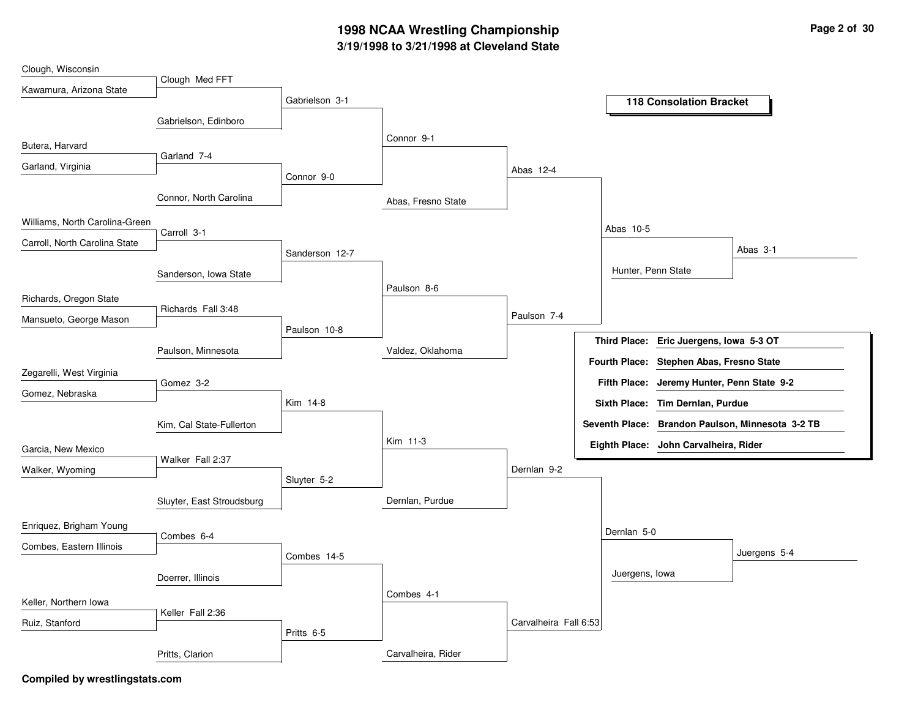# 1998 NCAA Wrestling Championship

## 3/19/1998 to 3/21/1998 at Cleveland State

### 118 Consolation Bracket

**Round 1**
- Clough, Wisconsin vs Kawamura, Arizona State — Clough Med FFT
- Butera, Harvard vs Garland, Virginia — Garland 7-4
- Williams, North Carolina-Green vs Carroll, North Carolina State — Carroll 3-1
- Richards, Oregon State vs Mansueto, George Mason — Richards Fall 3:48
- Zegarelli, West Virginia vs Gomez, Nebraska — Gomez 3-2
- Garcia, New Mexico vs Walker, Wyoming — Walker Fall 2:37
- Enriquez, Brigham Young vs Combes, Eastern Illinois — Combes 6-4
- Keller, Northern Iowa vs Ruiz, Stanford — Keller Fall 2:36

**Round 2**
- Clough vs Gabrielson, Edinboro — Gabrielson 3-1
- Garland vs Connor, North Carolina — Connor 9-0
- Carroll vs Sanderson, Iowa State — Sanderson 12-7
- Richards vs Paulson, Minnesota — Paulson 10-8
- Gomez vs Kim, Cal State-Fullerton — Kim 14-8
- Walker vs Sluyter, East Stroudsburg — Sluyter 5-2
- Combes vs Doerrer, Illinois — Combes 14-5
- Keller vs Pritts, Clarion — Pritts 6-5

**Round 3**
- Gabrielson vs Connor — Connor 9-1
- Sanderson vs Paulson — Paulson 8-6
- Kim vs Sluyter — Kim 11-3
- Combes vs Pritts — Combes 4-1

**Round 4**
- Connor vs Abas, Fresno State — Abas 12-4
- Paulson vs Valdez, Oklahoma — Paulson 7-4
- Kim vs Dernlan, Purdue — Dernlan 9-2
- Combes vs Carvalheira, Rider — Carvalheira Fall 6:53

**Round 5**
- Abas vs Paulson — Abas 10-5
- Dernlan vs Carvalheira — Dernlan 5-0

**Round 6**
- Abas vs Hunter, Penn State — Abas 3-1
- Dernlan vs Juergens, Iowa — Juergens 5-4

| Place | Result |
|---|---|
| Third Place: | Eric Juergens, Iowa 5-3 OT |
| Fourth Place: | Stephen Abas, Fresno State |
| Fifth Place: | Jeremy Hunter, Penn State 9-2 |
| Sixth Place: | Tim Dernlan, Purdue |
| Seventh Place: | Brandon Paulson, Minnesota 3-2 TB |
| Eighth Place: | John Carvalheira, Rider |

**Compiled by wrestlingstats.com**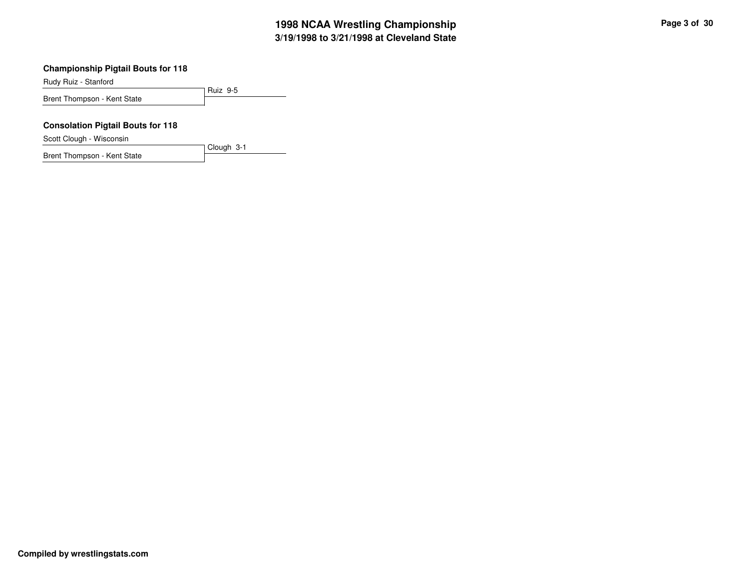### Championship Pigtail Bouts for 118

Rudy Ruiz - Stanford

Brent Thompson - Kent State

Ruiz 9-5

### Consolation Pigtail Bouts for 118

Scott Clough - Wisconsin

Brent Thompson - Kent State

Clough 3-1

**Compiled by wrestlingstats.com**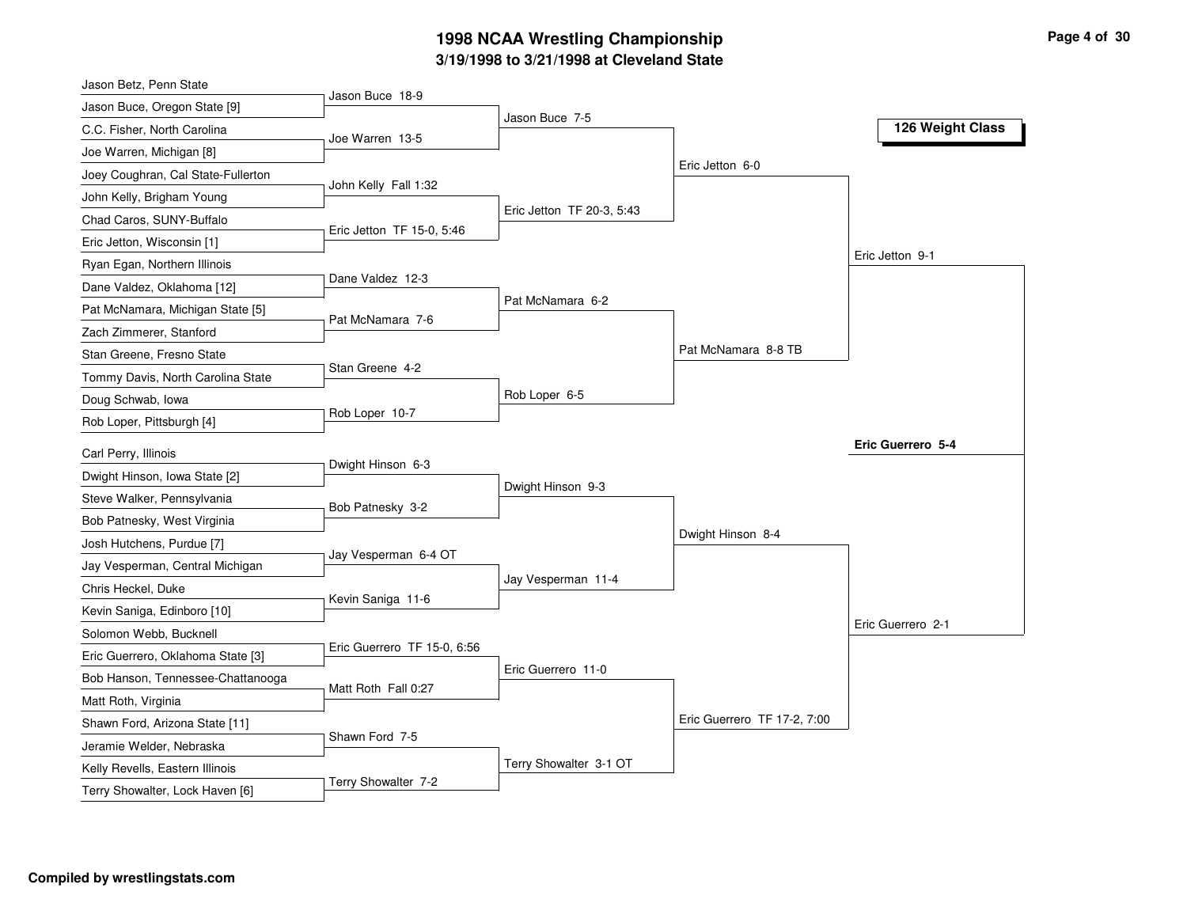# 1998 NCAA Wrestling Championship

## 3/19/1998 to 3/21/1998 at Cleveland State

### 126 Weight Class

**First Round**

| Wrestler A | Wrestler B | Winner |
| --- | --- | --- |
| Jason Betz, Penn State | Jason Buce, Oregon State [9] | Jason Buce 18-9 |
| C.C. Fisher, North Carolina | Joe Warren, Michigan [8] | Joe Warren 13-5 |
| Joey Coughran, Cal State-Fullerton | John Kelly, Brigham Young | John Kelly Fall 1:32 |
| Chad Caros, SUNY-Buffalo | Eric Jetton, Wisconsin [1] | Eric Jetton TF 15-0, 5:46 |
| Ryan Egan, Northern Illinois | Dane Valdez, Oklahoma [12] | Dane Valdez 12-3 |
| Pat McNamara, Michigan State [5] | Zach Zimmerer, Stanford | Pat McNamara 7-6 |
| Stan Greene, Fresno State | Tommy Davis, North Carolina State | Stan Greene 4-2 |
| Doug Schwab, Iowa | Rob Loper, Pittsburgh [4] | Rob Loper 10-7 |
| Carl Perry, Illinois | Dwight Hinson, Iowa State [2] | Dwight Hinson 6-3 |
| Steve Walker, Pennsylvania | Bob Patnesky, West Virginia | Bob Patnesky 3-2 |
| Josh Hutchens, Purdue [7] | Jay Vesperman, Central Michigan | Jay Vesperman 6-4 OT |
| Chris Heckel, Duke | Kevin Saniga, Edinboro [10] | Kevin Saniga 11-6 |
| Solomon Webb, Bucknell | Eric Guerrero, Oklahoma State [3] | Eric Guerrero TF 15-0, 6:56 |
| Bob Hanson, Tennessee-Chattanooga | Matt Roth, Virginia | Matt Roth Fall 0:27 |
| Shawn Ford, Arizona State [11] | Jeramie Welder, Nebraska | Shawn Ford 7-5 |
| Kelly Revells, Eastern Illinois | Terry Showalter, Lock Haven [6] | Terry Showalter 7-2 |

**Second Round**

- Jason Buce 7-5
- Eric Jetton TF 20-3, 5:43
- Pat McNamara 6-2
- Rob Loper 6-5
- Dwight Hinson 9-3
- Jay Vesperman 11-4
- Eric Guerrero 11-0
- Terry Showalter 3-1 OT

**Quarterfinals**

- Eric Jetton 6-0
- Pat McNamara 8-8 TB
- Dwight Hinson 8-4
- Eric Guerrero TF 17-2, 7:00

**Semifinals**

- Eric Jetton 9-1
- Eric Guerrero 2-1

**Championship**

- **Eric Guerrero 5-4**

**Compiled by wrestlingstats.com**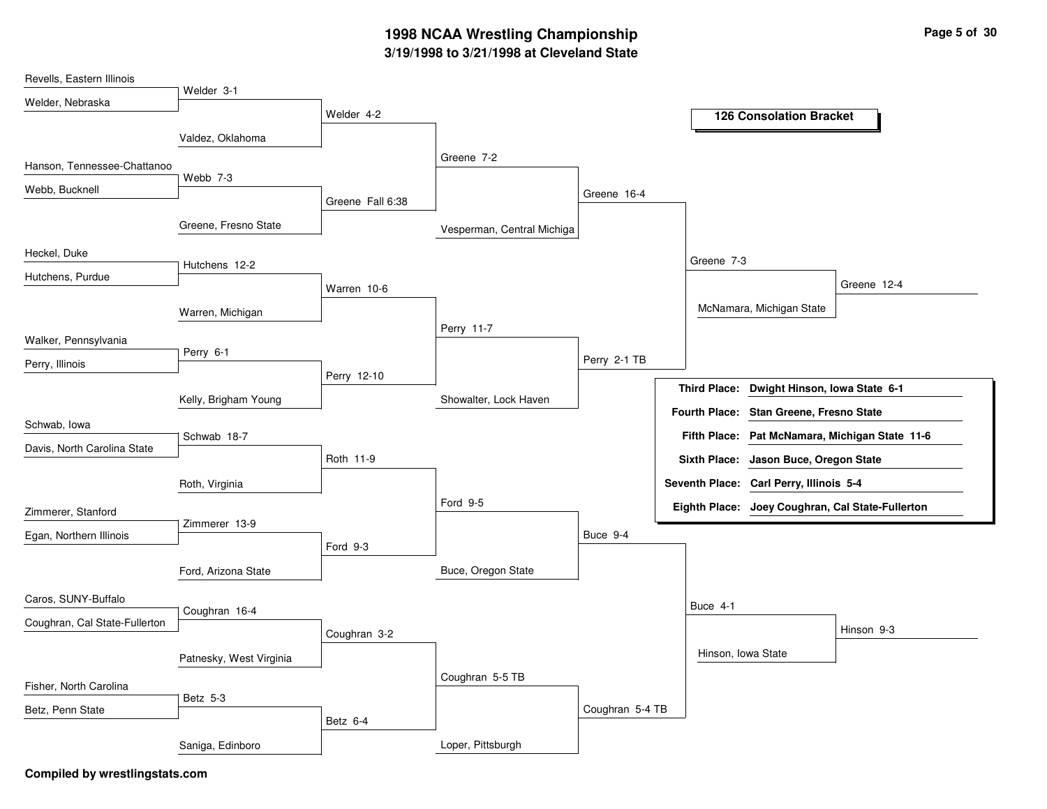# 1998 NCAA Wrestling Championship

## 3/19/1998 to 3/21/1998 at Cleveland State

### 126 Consolation Bracket

**Round 1**

| Match | Wrestlers | Result |
| --- | --- | --- |
| 1 | Revells, Eastern Illinois vs. Welder, Nebraska | Welder 3-1 |
| 2 | Hanson, Tennessee-Chattanoo vs. Webb, Bucknell | Webb 7-3 |
| 3 | Heckel, Duke vs. Hutchens, Purdue | Hutchens 12-2 |
| 4 | Walker, Pennsylvania vs. Perry, Illinois | Perry 6-1 |
| 5 | Schwab, Iowa vs. Davis, North Carolina State | Schwab 18-7 |
| 6 | Zimmerer, Stanford vs. Egan, Northern Illinois | Zimmerer 13-9 |
| 7 | Caros, SUNY-Buffalo vs. Coughran, Cal State-Fullerton | Coughran 16-4 |
| 8 | Fisher, North Carolina vs. Betz, Penn State | Betz 5-3 |

**Round 2**

| Match | Wrestlers | Result |
| --- | --- | --- |
| 1 | Welder vs. Valdez, Oklahoma | Welder 4-2 |
| 2 | Webb vs. Greene, Fresno State | Greene Fall 6:38 |
| 3 | Hutchens vs. Warren, Michigan | Warren 10-6 |
| 4 | Perry vs. Kelly, Brigham Young | Perry 12-10 |
| 5 | Schwab vs. Roth, Virginia | Roth 11-9 |
| 6 | Zimmerer vs. Ford, Arizona State | Ford 9-3 |
| 7 | Coughran vs. Patnesky, West Virginia | Coughran 3-2 |
| 8 | Betz vs. Saniga, Edinboro | Betz 6-4 |

**Round 3**

| Match | Wrestlers | Result |
| --- | --- | --- |
| 1 | Welder vs. Greene | Greene 7-2 |
| 2 | Warren vs. Perry | Perry 11-7 |
| 3 | Roth vs. Ford | Ford 9-5 |
| 4 | Coughran vs. Betz | Coughran 5-5 TB |

**Round 4**

| Match | Wrestlers | Result |
| --- | --- | --- |
| 1 | Greene vs. Vesperman, Central Michiga | Greene 16-4 |
| 2 | Perry vs. Showalter, Lock Haven | Perry 2-1 TB |
| 3 | Ford vs. Buce, Oregon State | Buce 9-4 |
| 4 | Coughran vs. Loper, Pittsburgh | Coughran 5-4 TB |

**Quarterfinals**

| Match | Wrestlers | Result |
| --- | --- | --- |
| 1 | Greene vs. Perry | Greene 7-3 |
| 2 | Buce vs. Coughran | Buce 4-1 |

**Semifinals**

| Match | Wrestlers | Result |
| --- | --- | --- |
| 1 | Greene vs. McNamara, Michigan State | Greene 12-4 |
| 2 | Buce vs. Hinson, Iowa State | Hinson 9-3 |

| Place | Result |
| --- | --- |
| **Third Place:** | **Dwight Hinson, Iowa State 6-1** |
| **Fourth Place:** | **Stan Greene, Fresno State** |
| **Fifth Place:** | **Pat McNamara, Michigan State 11-6** |
| **Sixth Place:** | **Jason Buce, Oregon State** |
| **Seventh Place:** | **Carl Perry, Illinois 5-4** |
| **Eighth Place:** | **Joey Coughran, Cal State-Fullerton** |

**Compiled by wrestlingstats.com**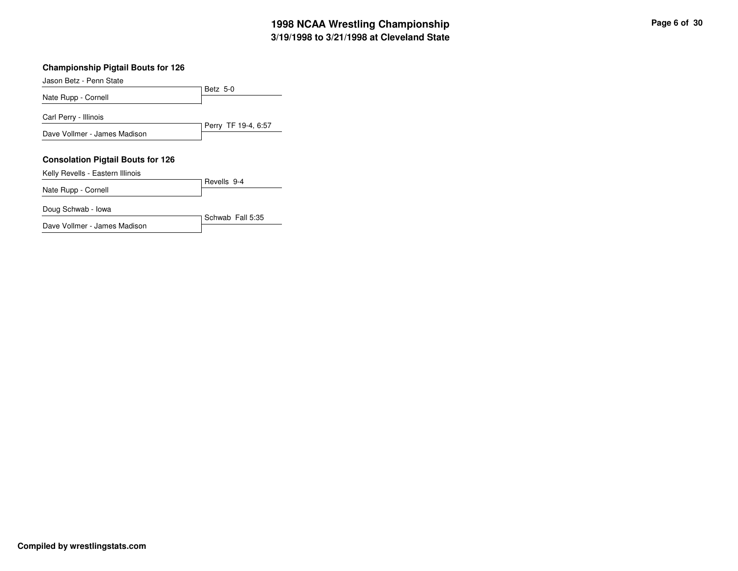## Championship Pigtail Bouts for 126

Jason Betz - Penn State
Nate Rupp - Cornell
Betz 5-0

Carl Perry - Illinois
Dave Vollmer - James Madison
Perry TF 19-4, 6:57

## Consolation Pigtail Bouts for 126

Kelly Revells - Eastern Illinois
Nate Rupp - Cornell
Revells 9-4

Doug Schwab - Iowa
Dave Vollmer - James Madison
Schwab Fall 5:35

**Compiled by wrestlingstats.com**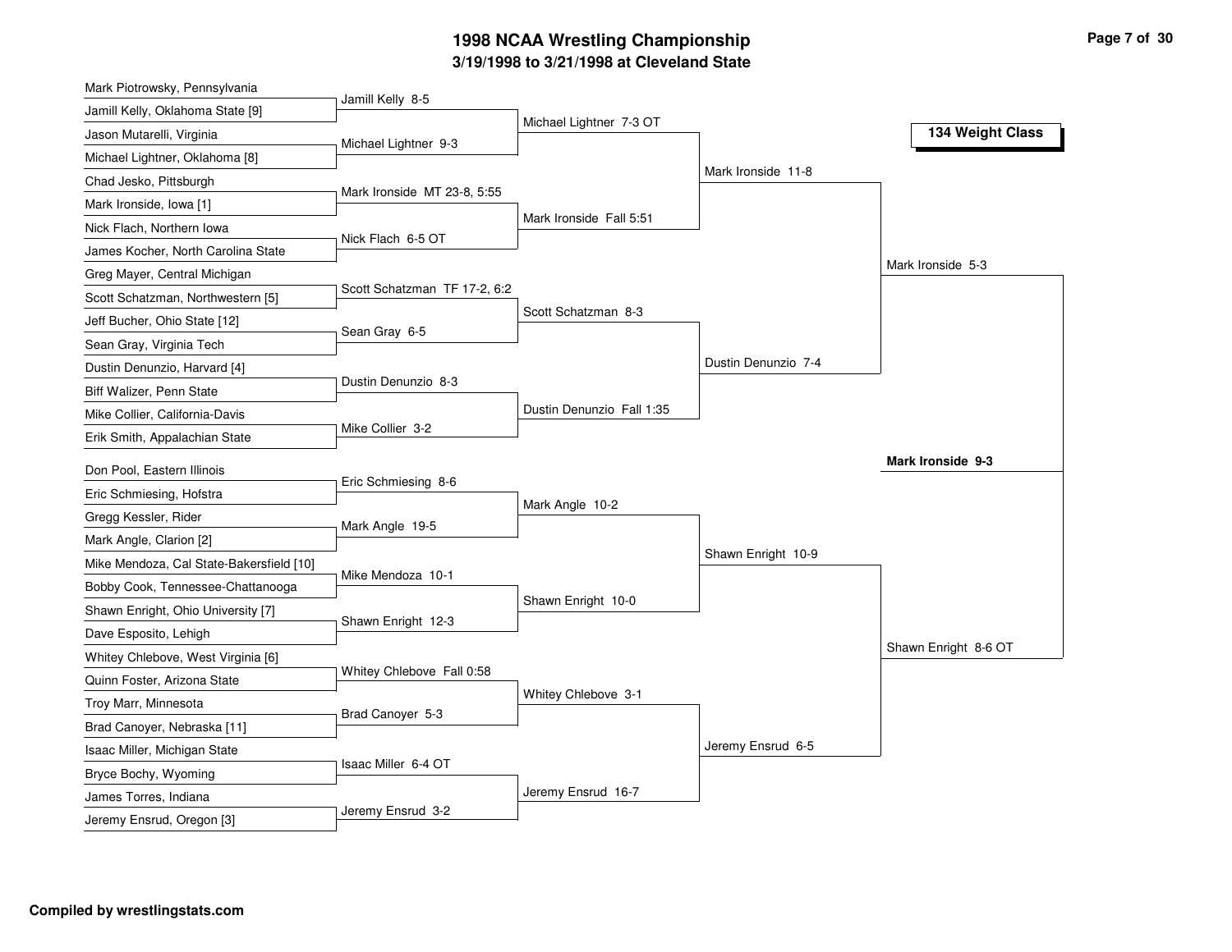# 1998 NCAA Wrestling Championship

## 3/19/1998 to 3/21/1998 at Cleveland State

### 134 Weight Class

**First Round**

- Mark Piotrowsky, Pennsylvania vs. Jamill Kelly, Oklahoma State [9] — Jamill Kelly 8-5
- Jason Mutarelli, Virginia vs. Michael Lightner, Oklahoma [8] — Michael Lightner 9-3
- Chad Jesko, Pittsburgh vs. Mark Ironside, Iowa [1] — Mark Ironside MT 23-8, 5:55
- Nick Flach, Northern Iowa vs. James Kocher, North Carolina State — Nick Flach 6-5 OT
- Greg Mayer, Central Michigan vs. Scott Schatzman, Northwestern [5] — Scott Schatzman TF 17-2, 6:2
- Jeff Bucher, Ohio State [12] vs. Sean Gray, Virginia Tech — Sean Gray 6-5
- Dustin Denunzio, Harvard [4] vs. Biff Walizer, Penn State — Dustin Denunzio 8-3
- Mike Collier, California-Davis vs. Erik Smith, Appalachian State — Mike Collier 3-2
- Don Pool, Eastern Illinois vs. Eric Schmiesing, Hofstra — Eric Schmiesing 8-6
- Gregg Kessler, Rider vs. Mark Angle, Clarion [2] — Mark Angle 19-5
- Mike Mendoza, Cal State-Bakersfield [10] vs. Bobby Cook, Tennessee-Chattanooga — Mike Mendoza 10-1
- Shawn Enright, Ohio University [7] vs. Dave Esposito, Lehigh — Shawn Enright 12-3
- Whitey Chlebove, West Virginia [6] vs. Quinn Foster, Arizona State — Whitey Chlebove Fall 0:58
- Troy Marr, Minnesota vs. Brad Canoyer, Nebraska [11] — Brad Canoyer 5-3
- Isaac Miller, Michigan State vs. Bryce Bochy, Wyoming — Isaac Miller 6-4 OT
- James Torres, Indiana vs. Jeremy Ensrud, Oregon [3] — Jeremy Ensrud 3-2

**Second Round**

- Michael Lightner 7-3 OT
- Mark Ironside Fall 5:51
- Scott Schatzman 8-3
- Dustin Denunzio Fall 1:35
- Mark Angle 10-2
- Shawn Enright 10-0
- Whitey Chlebove 3-1
- Jeremy Ensrud 16-7

**Quarterfinals**

- Mark Ironside 11-8
- Dustin Denunzio 7-4
- Shawn Enright 10-9
- Jeremy Ensrud 6-5

**Semifinals**

- Mark Ironside 5-3
- Shawn Enright 8-6 OT

**Champion**

**Mark Ironside 9-3**

Compiled by wrestlingstats.com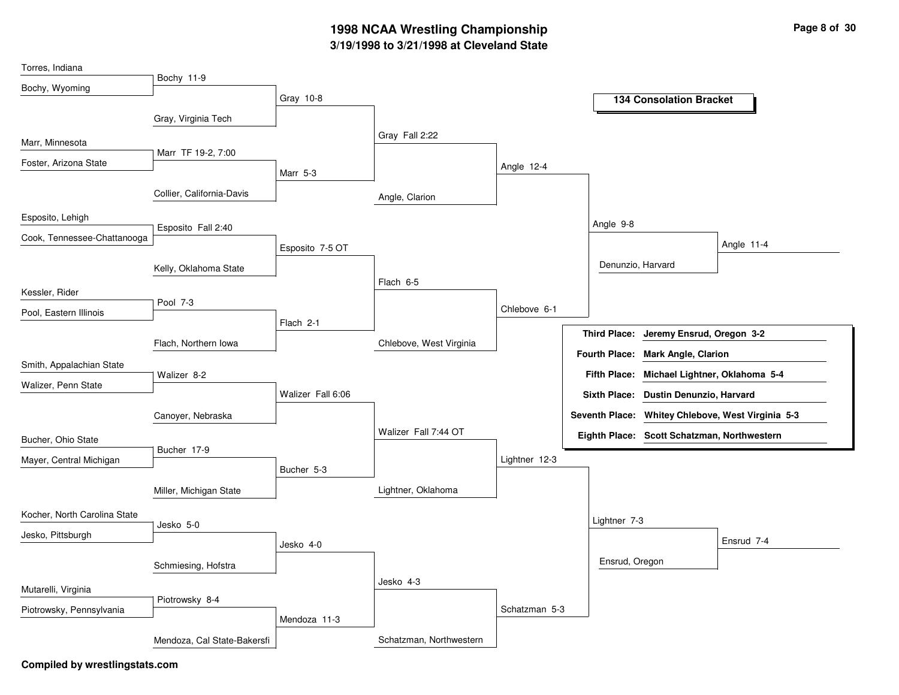# 1998 NCAA Wrestling Championship

## 3/19/1998 to 3/21/1998 at Cleveland State

### 134 Consolation Bracket

**Round 1 / Round 2**

| Wrestlers | Result | Faces | Result |
|---|---|---|---|
| Torres, Indiana vs Bochy, Wyoming | Bochy 11-9 | Gray, Virginia Tech | Gray 10-8 |
| Marr, Minnesota vs Foster, Arizona State | Marr TF 19-2, 7:00 | Collier, California-Davis | Marr 5-3 |
| Esposito, Lehigh vs Cook, Tennessee-Chattanooga | Esposito Fall 2:40 | Kelly, Oklahoma State | Esposito 7-5 OT |
| Kessler, Rider vs Pool, Eastern Illinois | Pool 7-3 | Flach, Northern Iowa | Flach 2-1 |
| Smith, Appalachian State vs Walizer, Penn State | Walizer 8-2 | Canoyer, Nebraska | Walizer Fall 6:06 |
| Bucher, Ohio State vs Mayer, Central Michigan | Bucher 17-9 | Miller, Michigan State | Bucher 5-3 |
| Kocher, North Carolina State vs Jesko, Pittsburgh | Jesko 5-0 | Schmiesing, Hofstra | Jesko 4-0 |
| Mutarelli, Virginia vs Piotrowsky, Pennsylvania | Piotrowsky 8-4 | Mendoza, Cal State-Bakersfi | Mendoza 11-3 |

**Round 3**

- Gray vs Marr: Gray Fall 2:22
- Esposito vs Flach: Flach 6-5
- Walizer vs Bucher: Walizer Fall 7:44 OT
- Jesko vs Mendoza: Jesko 4-3

**Round 4**

- Gray vs Angle, Clarion: Angle 12-4
- Flach vs Chlebove, West Virginia: Chlebove 6-1
- Walizer vs Lightner, Oklahoma: Lightner 12-3
- Jesko vs Schatzman, Northwestern: Schatzman 5-3

**Round 5**

- Angle vs Chlebove: Angle 9-8
- Lightner vs Schatzman: Lightner 7-3

**Round 6**

- Angle vs Denunzio, Harvard: Angle 11-4
- Lightner vs Ensrud, Oregon: Ensrud 7-4

| Place | Wrestler |
|---|---|
| Third Place: | Jeremy Ensrud, Oregon 3-2 |
| Fourth Place: | Mark Angle, Clarion |
| Fifth Place: | Michael Lightner, Oklahoma 5-4 |
| Sixth Place: | Dustin Denunzio, Harvard |
| Seventh Place: | Whitey Chlebove, West Virginia 5-3 |
| Eighth Place: | Scott Schatzman, Northwestern |

Compiled by wrestlingstats.com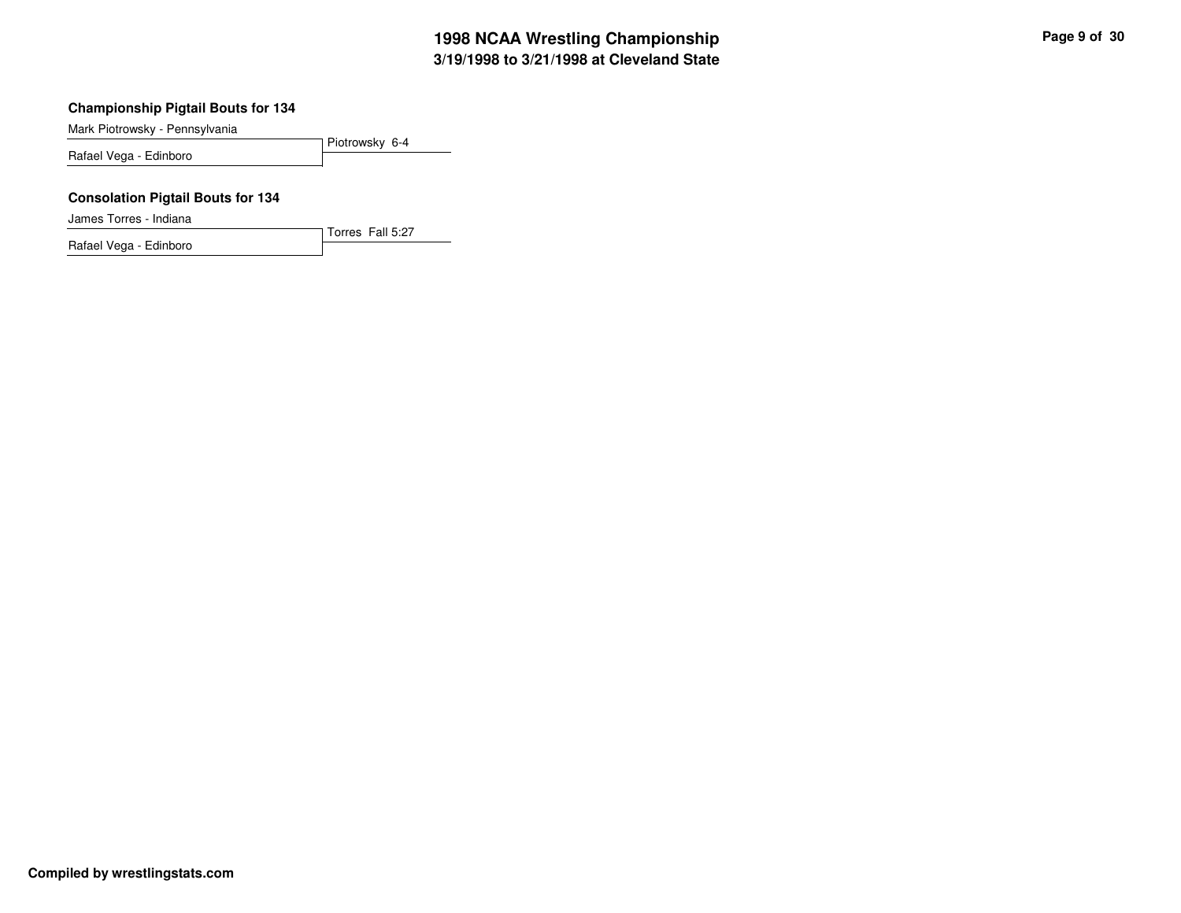### Championship Pigtail Bouts for 134

| Wrestler | Result |
| --- | --- |
| Mark Piotrowsky - Pennsylvania | Piotrowsky 6-4 |
| Rafael Vega - Edinboro | |

### Consolation Pigtail Bouts for 134

| Wrestler | Result |
| --- | --- |
| James Torres - Indiana | Torres Fall 5:27 |
| Rafael Vega - Edinboro | |

**Compiled by wrestlingstats.com**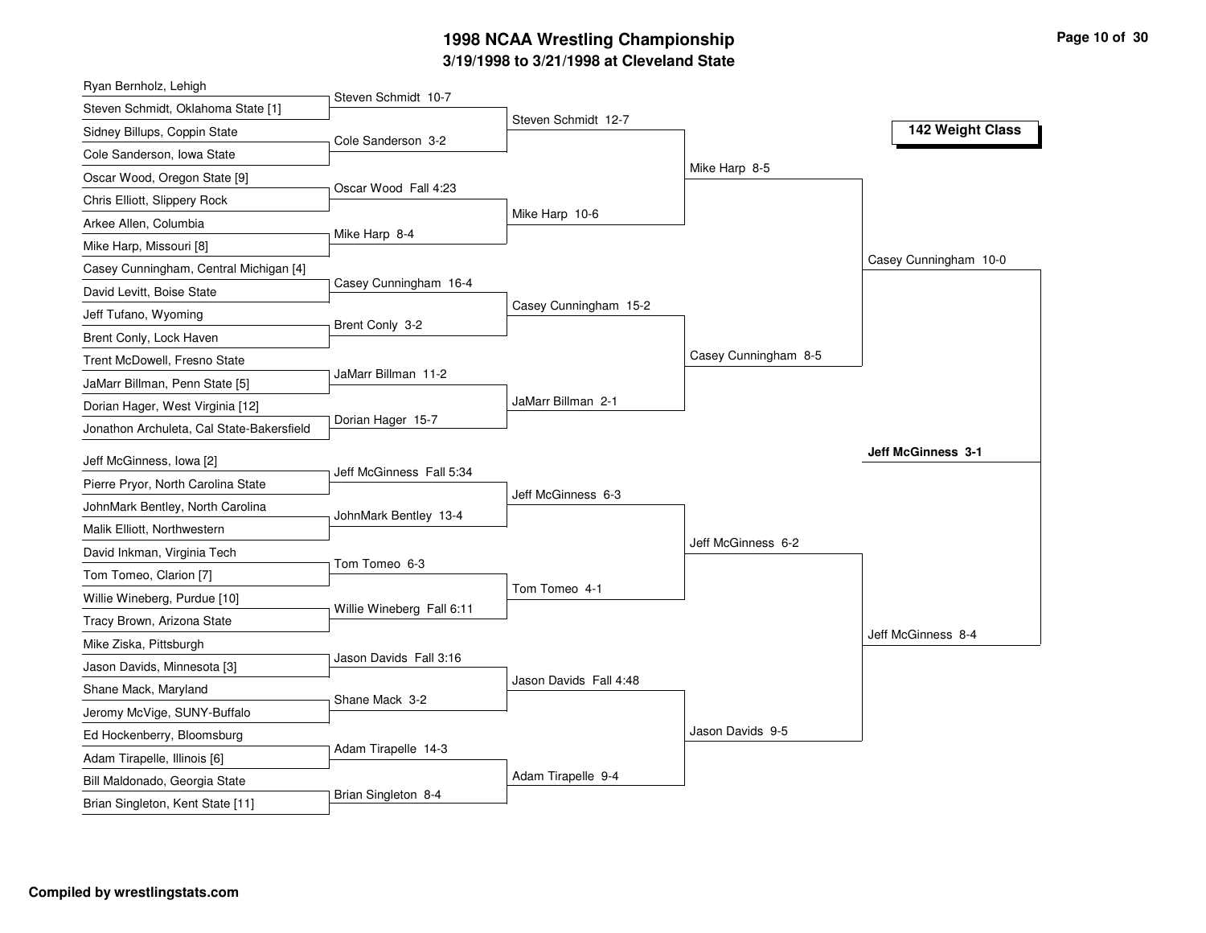# 1998 NCAA Wrestling Championship

## 3/19/1998 to 3/21/1998 at Cleveland State

### 142 Weight Class

**First Round**

- Ryan Bernholz, Lehigh vs. Steven Schmidt, Oklahoma State [1] — Steven Schmidt 10-7
- Sidney Billups, Coppin State vs. Cole Sanderson, Iowa State — Cole Sanderson 3-2
- Oscar Wood, Oregon State [9] vs. Chris Elliott, Slippery Rock — Oscar Wood Fall 4:23
- Arkee Allen, Columbia vs. Mike Harp, Missouri [8] — Mike Harp 8-4
- Casey Cunningham, Central Michigan [4] vs. David Levitt, Boise State — Casey Cunningham 16-4
- Jeff Tufano, Wyoming vs. Brent Conly, Lock Haven — Brent Conly 3-2
- Trent McDowell, Fresno State vs. JaMarr Billman, Penn State [5] — JaMarr Billman 11-2
- Dorian Hager, West Virginia [12] vs. Jonathon Archuleta, Cal State-Bakersfield — Dorian Hager 15-7
- Jeff McGinness, Iowa [2] vs. Pierre Pryor, North Carolina State — Jeff McGinness Fall 5:34
- JohnMark Bentley, North Carolina vs. Malik Elliott, Northwestern — JohnMark Bentley 13-4
- David Inkman, Virginia Tech vs. Tom Tomeo, Clarion [7] — Tom Tomeo 6-3
- Willie Wineberg, Purdue [10] vs. Tracy Brown, Arizona State — Willie Wineberg Fall 6:11
- Mike Ziska, Pittsburgh vs. Jason Davids, Minnesota [3] — Jason Davids Fall 3:16
- Shane Mack, Maryland vs. Jeromy McVige, SUNY-Buffalo — Shane Mack 3-2
- Ed Hockenberry, Bloomsburg vs. Adam Tirapelle, Illinois [6] — Adam Tirapelle 14-3
- Bill Maldonado, Georgia State vs. Brian Singleton, Kent State [11] — Brian Singleton 8-4

**Second Round**

- Steven Schmidt 12-7
- Mike Harp 10-6
- Casey Cunningham 15-2
- JaMarr Billman 2-1
- Jeff McGinness 6-3
- Tom Tomeo 4-1
- Jason Davids Fall 4:48
- Adam Tirapelle 9-4

**Quarterfinals**

- Mike Harp 8-5
- Casey Cunningham 8-5
- Jeff McGinness 6-2
- Jason Davids 9-5

**Semifinals**

- Casey Cunningham 10-0
- Jeff McGinness 8-4

**Champion**

**Jeff McGinness 3-1**

Compiled by wrestlingstats.com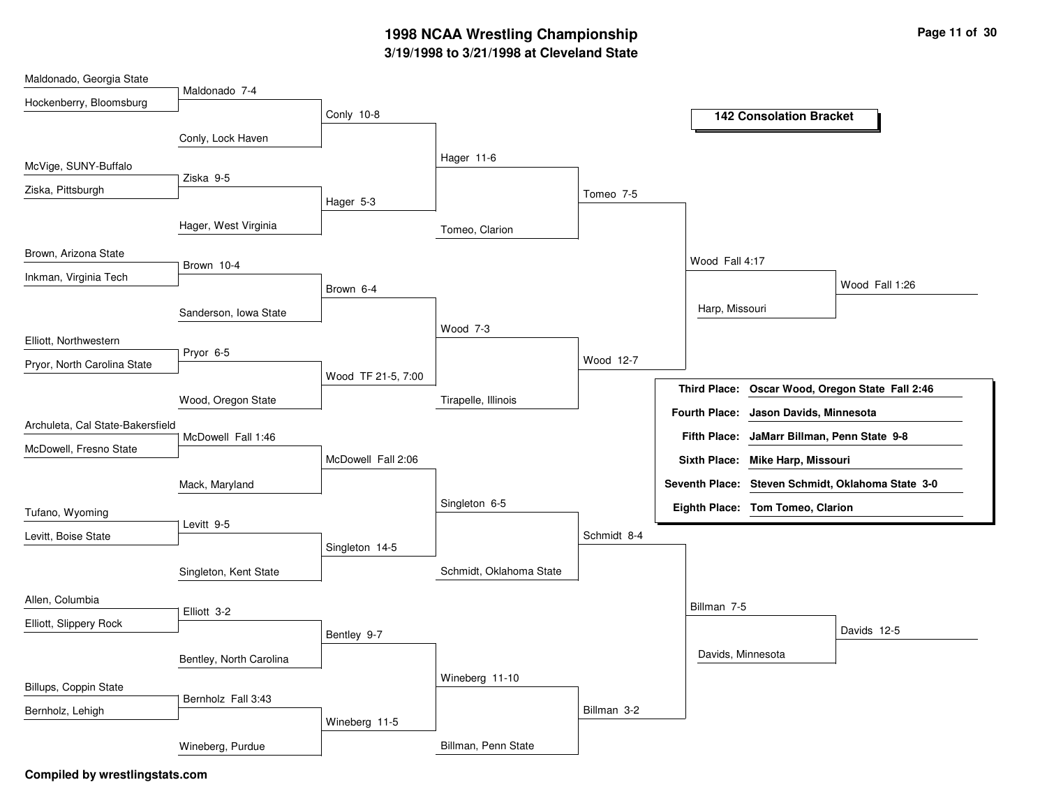# 1998 NCAA Wrestling Championship

## 3/19/1998 to 3/21/1998 at Cleveland State

### 142 Consolation Bracket

**First Round**

- Maldonado, Georgia State vs. Hockenberry, Bloomsburg — Maldonado 7-4
- McVige, SUNY-Buffalo vs. Ziska, Pittsburgh — Ziska 9-5
- Brown, Arizona State vs. Inkman, Virginia Tech — Brown 10-4
- Elliott, Northwestern vs. Pryor, North Carolina State — Pryor 6-5
- Archuleta, Cal State-Bakersfield vs. McDowell, Fresno State — McDowell Fall 1:46
- Tufano, Wyoming vs. Levitt, Boise State — Levitt 9-5
- Allen, Columbia vs. Elliott, Slippery Rock — Elliott 3-2
- Billups, Coppin State vs. Bernholz, Lehigh — Bernholz Fall 3:43

**Second Round**

- Maldonado vs. Conly, Lock Haven — Conly 10-8
- Ziska vs. Hager, West Virginia — Hager 5-3
- Brown vs. Sanderson, Iowa State — Brown 6-4
- Pryor vs. Wood, Oregon State — Wood TF 21-5, 7:00
- McDowell vs. Mack, Maryland — McDowell Fall 2:06
- Levitt vs. Singleton, Kent State — Singleton 14-5
- Elliott vs. Bentley, North Carolina — Bentley 9-7
- Bernholz vs. Wineberg, Purdue — Wineberg 11-5

**Third Round**

- Conly vs. Hager — Hager 11-6
- Brown vs. Wood — Wood 7-3
- McDowell vs. Singleton — Singleton 6-5
- Bentley vs. Wineberg — Wineberg 11-10

**Fourth Round**

- Hager vs. Tomeo, Clarion — Tomeo 7-5
- Wood vs. Tirapelle, Illinois — Wood 12-7
- Singleton vs. Schmidt, Oklahoma State — Schmidt 8-4
- Wineberg vs. Billman, Penn State — Billman 3-2

**Quarterfinals**

- Tomeo vs. Wood — Wood Fall 4:17
- Schmidt vs. Billman — Billman 7-5

**Semifinals**

- Wood vs. Harp, Missouri — Wood Fall 1:26
- Billman vs. Davids, Minnesota — Davids 12-5

| Place | Result |
|---|---|
| Third Place: | Oscar Wood, Oregon State Fall 2:46 |
| Fourth Place: | Jason Davids, Minnesota |
| Fifth Place: | JaMarr Billman, Penn State 9-8 |
| Sixth Place: | Mike Harp, Missouri |
| Seventh Place: | Steven Schmidt, Oklahoma State 3-0 |
| Eighth Place: | Tom Tomeo, Clarion |

**Compiled by wrestlingstats.com**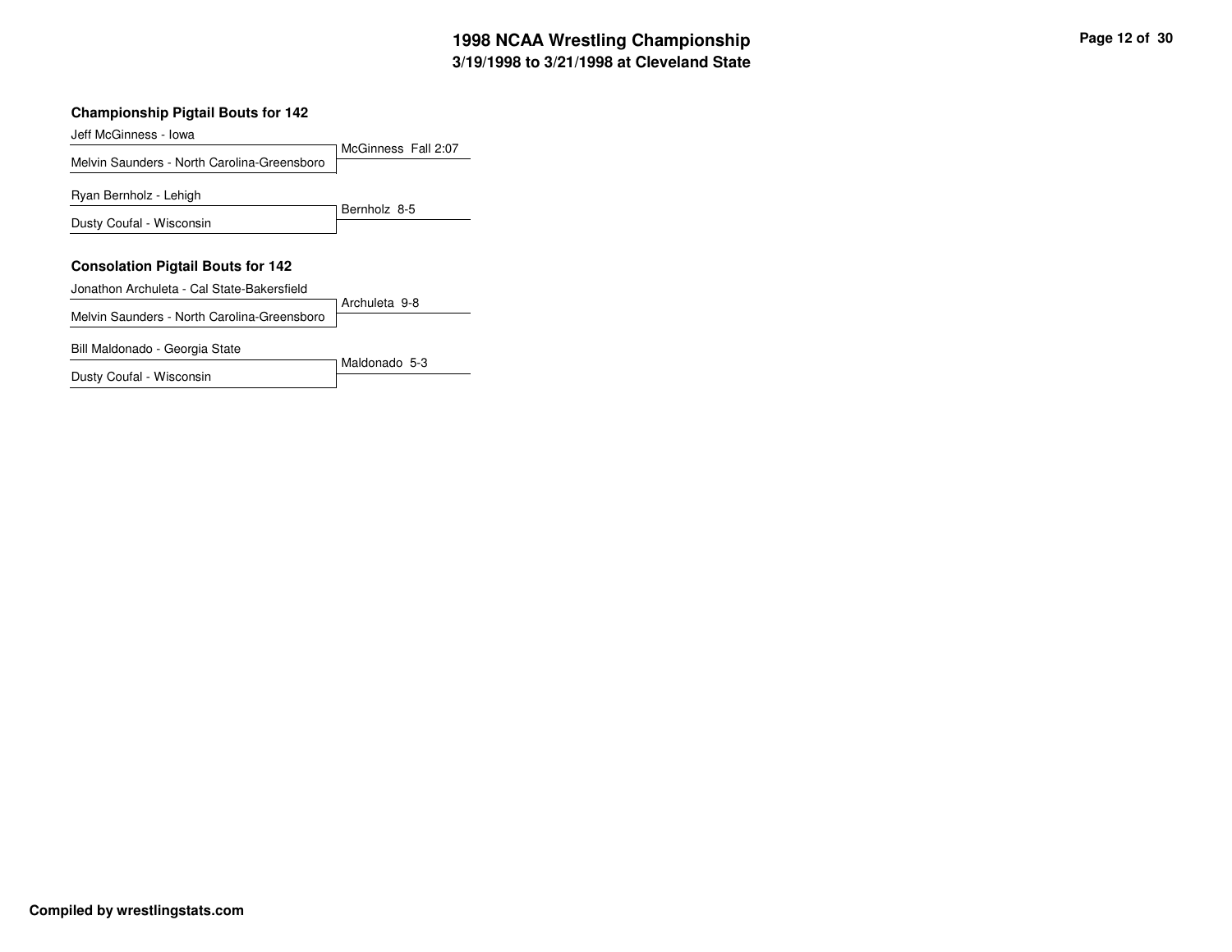## Championship Pigtail Bouts for 142

| Wrestler | Result |
| --- | --- |
| Jeff McGinness - Iowa | McGinness Fall 2:07 |
| Melvin Saunders - North Carolina-Greensboro | |
| Ryan Bernholz - Lehigh | Bernholz 8-5 |
| Dusty Coufal - Wisconsin | |

## Consolation Pigtail Bouts for 142

| Wrestler | Result |
| --- | --- |
| Jonathon Archuleta - Cal State-Bakersfield | Archuleta 9-8 |
| Melvin Saunders - North Carolina-Greensboro | |
| Bill Maldonado - Georgia State | Maldonado 5-3 |
| Dusty Coufal - Wisconsin | |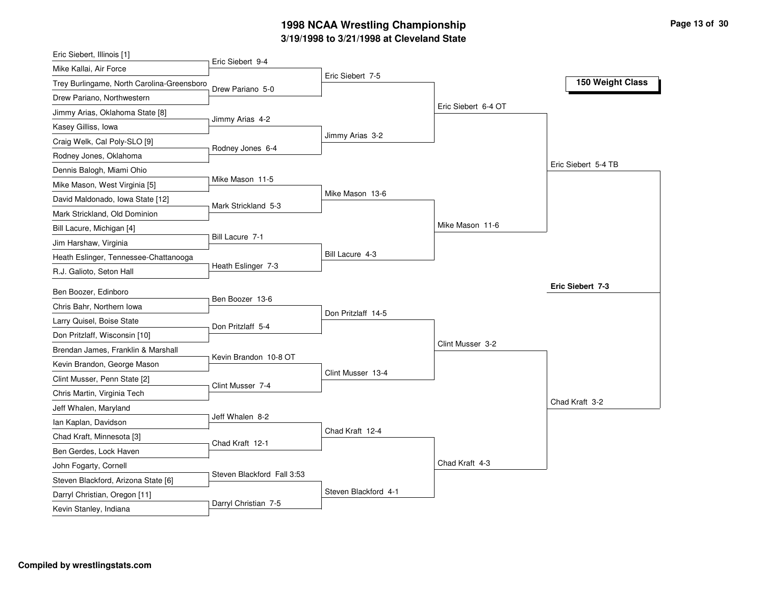# 1998 NCAA Wrestling Championship

## 3/19/1998 to 3/21/1998 at Cleveland State

### 150 Weight Class

| First Round | Second Round | Quarterfinals | Semifinals | Final |
|---|---|---|---|---|
| Eric Siebert, Illinois [1] | | | | |
| Mike Kallai, Air Force | Eric Siebert 9-4 | | | |
| Trey Burlingame, North Carolina-Greensboro | | Eric Siebert 7-5 | | |
| Drew Pariano, Northwestern | Drew Pariano 5-0 | | | |
| Jimmy Arias, Oklahoma State [8] | | | Eric Siebert 6-4 OT | |
| Kasey Gilliss, Iowa | Jimmy Arias 4-2 | | | |
| Craig Welk, Cal Poly-SLO [9] | | Jimmy Arias 3-2 | | |
| Rodney Jones, Oklahoma | Rodney Jones 6-4 | | | |
| Dennis Balogh, Miami Ohio | | | | Eric Siebert 5-4 TB |
| Mike Mason, West Virginia [5] | Mike Mason 11-5 | | | |
| David Maldonado, Iowa State [12] | | Mike Mason 13-6 | | |
| Mark Strickland, Old Dominion | Mark Strickland 5-3 | | | |
| Bill Lacure, Michigan [4] | | | Mike Mason 11-6 | |
| Jim Harshaw, Virginia | Bill Lacure 7-1 | | | |
| Heath Eslinger, Tennessee-Chattanooga | | Bill Lacure 4-3 | | |
| R.J. Galioto, Seton Hall | Heath Eslinger 7-3 | | | |
| Ben Boozer, Edinboro | | | | **Eric Siebert 7-3** |
| Chris Bahr, Northern Iowa | Ben Boozer 13-6 | | | |
| Larry Quisel, Boise State | | Don Pritzlaff 14-5 | | |
| Don Pritzlaff, Wisconsin [10] | Don Pritzlaff 5-4 | | | |
| Brendan James, Franklin & Marshall | | | Clint Musser 3-2 | |
| Kevin Brandon, George Mason | Kevin Brandon 10-8 OT | | | |
| Clint Musser, Penn State [2] | | Clint Musser 13-4 | | |
| Chris Martin, Virginia Tech | Clint Musser 7-4 | | | |
| Jeff Whalen, Maryland | | | | Chad Kraft 3-2 |
| Ian Kaplan, Davidson | Jeff Whalen 8-2 | | | |
| Chad Kraft, Minnesota [3] | | Chad Kraft 12-4 | | |
| Ben Gerdes, Lock Haven | Chad Kraft 12-1 | | | |
| John Fogarty, Cornell | | | Chad Kraft 4-3 | |
| Steven Blackford, Arizona State [6] | Steven Blackford Fall 3:53 | | | |
| Darryl Christian, Oregon [11] | | Steven Blackford 4-1 | | |
| Kevin Stanley, Indiana | Darryl Christian 7-5 | | | |

**Compiled by wrestlingstats.com**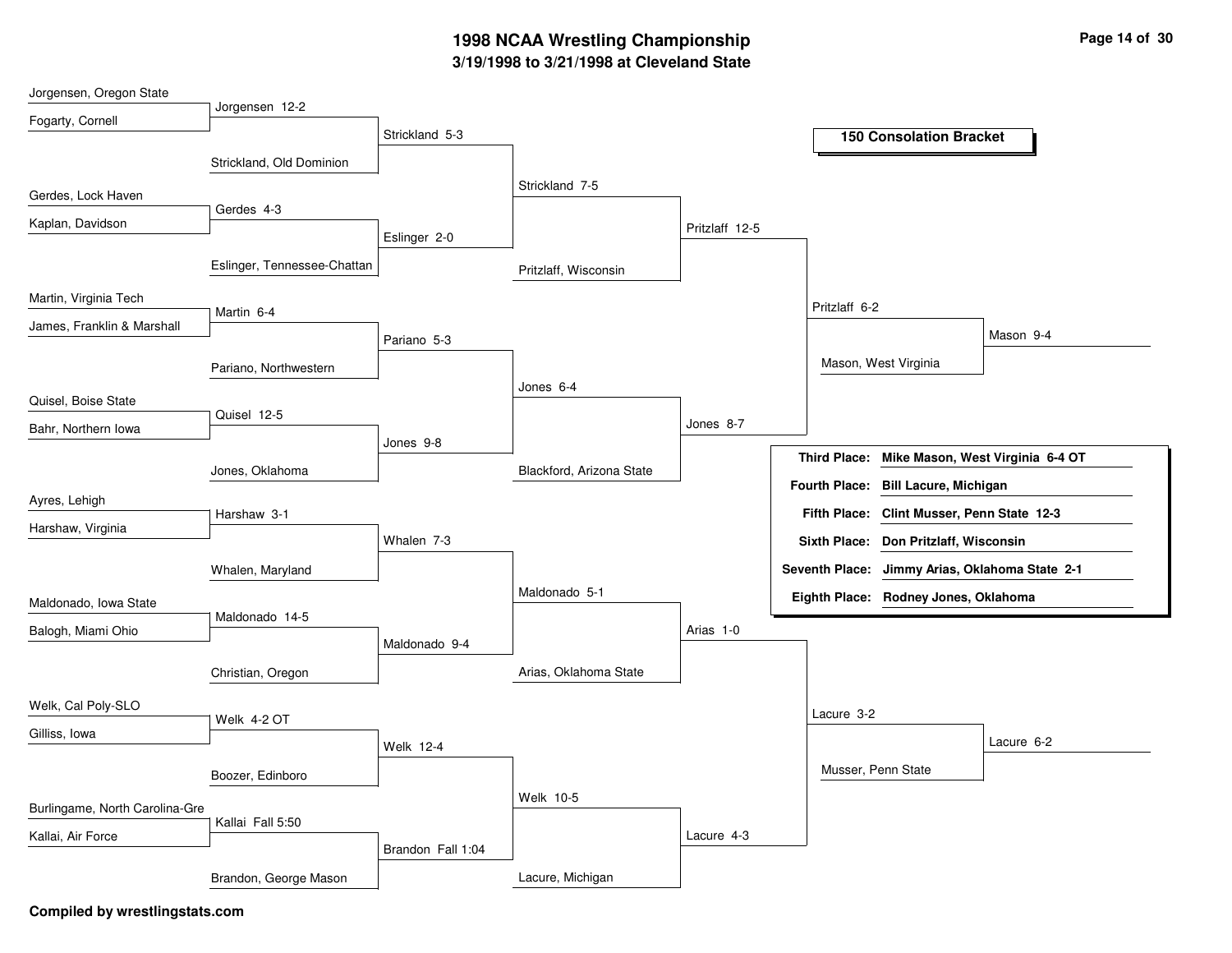# 1998 NCAA Wrestling Championship

## 3/19/1998 to 3/21/1998 at Cleveland State

### 150 Consolation Bracket

**Round 1**

- Jorgensen, Oregon State vs. Fogarty, Cornell — Jorgensen 12-2
- Gerdes, Lock Haven vs. Kaplan, Davidson — Gerdes 4-3
- Martin, Virginia Tech vs. James, Franklin & Marshall — Martin 6-4
- Quisel, Boise State vs. Bahr, Northern Iowa — Quisel 12-5
- Ayres, Lehigh vs. Harshaw, Virginia — Harshaw 3-1
- Maldonado, Iowa State vs. Balogh, Miami Ohio — Maldonado 14-5
- Welk, Cal Poly-SLO vs. Gilliss, Iowa — Welk 4-2 OT
- Burlingame, North Carolina-Gre vs. Kallai, Air Force — Kallai Fall 5:50

**Round 2**

- Jorgensen vs. Strickland, Old Dominion — Strickland 5-3
- Gerdes vs. Eslinger, Tennessee-Chattan — Eslinger 2-0
- Martin vs. Pariano, Northwestern — Pariano 5-3
- Quisel vs. Jones, Oklahoma — Jones 9-8
- Harshaw vs. Whalen, Maryland — Whalen 7-3
- Maldonado vs. Christian, Oregon — Maldonado 9-4
- Welk vs. Boozer, Edinboro — Welk 12-4
- Kallai vs. Brandon, George Mason — Brandon Fall 1:04

**Round 3**

- Strickland vs. Eslinger — Strickland 7-5
- Pariano vs. Jones — Jones 6-4
- Whalen vs. Maldonado — Maldonado 5-1
- Welk vs. Brandon — Welk 10-5

**Round 4**

- Strickland vs. Pritzlaff, Wisconsin — Pritzlaff 12-5
- Jones vs. Blackford, Arizona State — Jones 8-7
- Maldonado vs. Arias, Oklahoma State — Arias 1-0
- Welk vs. Lacure, Michigan — Lacure 4-3

**Quarterfinals**

- Pritzlaff vs. Jones — Pritzlaff 6-2
- Arias vs. Lacure — Lacure 3-2

**Semifinals**

- Pritzlaff vs. Mason, West Virginia — Mason 9-4
- Lacure vs. Musser, Penn State — Lacure 6-2

| Place | Result |
|---|---|
| Third Place: | Mike Mason, West Virginia 6-4 OT |
| Fourth Place: | Bill Lacure, Michigan |
| Fifth Place: | Clint Musser, Penn State 12-3 |
| Sixth Place: | Don Pritzlaff, Wisconsin |
| Seventh Place: | Jimmy Arias, Oklahoma State 2-1 |
| Eighth Place: | Rodney Jones, Oklahoma |

**Compiled by wrestlingstats.com**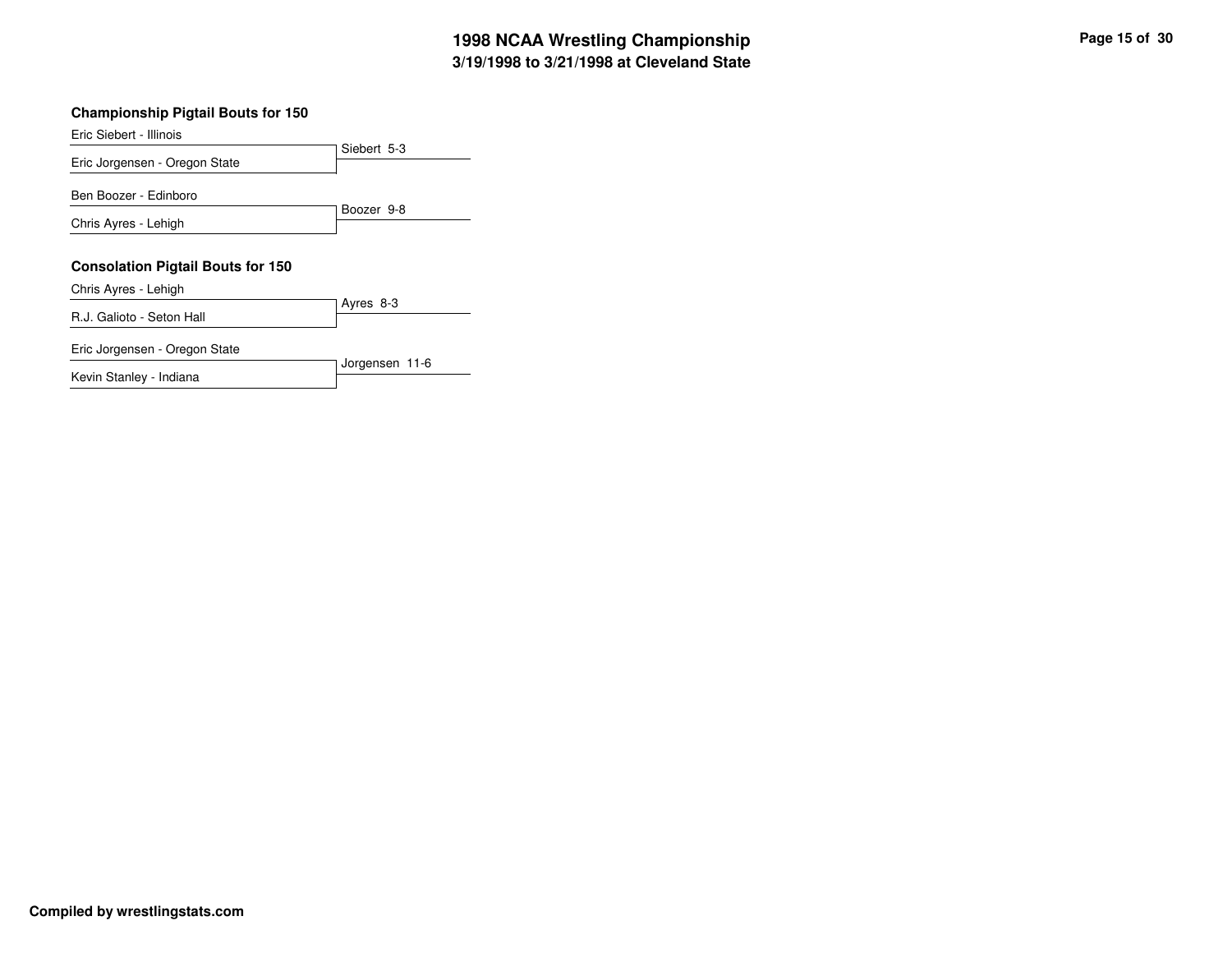# 1998 NCAA Wrestling Championship
## 3/19/1998 to 3/21/1998 at Cleveland State

### Championship Pigtail Bouts for 150

| Wrestlers | Result |
|---|---|
| Eric Siebert - Illinois vs. Eric Jorgensen - Oregon State | Siebert 5-3 |
| Ben Boozer - Edinboro vs. Chris Ayres - Lehigh | Boozer 9-8 |

### Consolation Pigtail Bouts for 150

| Wrestlers | Result |
|---|---|
| Chris Ayres - Lehigh vs. R.J. Galioto - Seton Hall | Ayres 8-3 |
| Eric Jorgensen - Oregon State vs. Kevin Stanley - Indiana | Jorgensen 11-6 |

**Compiled by wrestlingstats.com**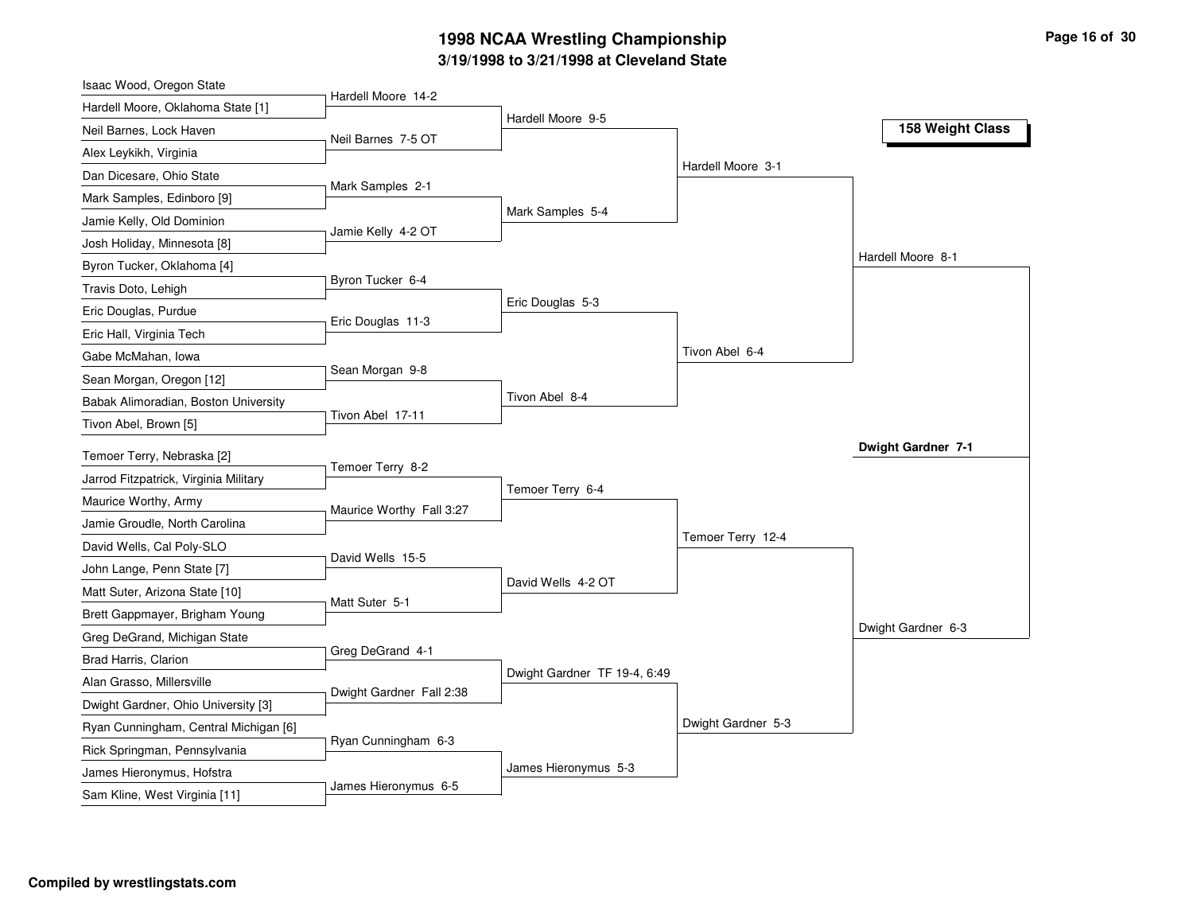# 1998 NCAA Wrestling Championship

## 3/19/1998 to 3/21/1998 at Cleveland State

### 158 Weight Class

**First Round**

| Wrestler 1 | Wrestler 2 | Result |
| --- | --- | --- |
| Isaac Wood, Oregon State | Hardell Moore, Oklahoma State [1] | Hardell Moore 14-2 |
| Neil Barnes, Lock Haven | Alex Leykikh, Virginia | Neil Barnes 7-5 OT |
| Dan Dicesare, Ohio State | Mark Samples, Edinboro [9] | Mark Samples 2-1 |
| Jamie Kelly, Old Dominion | Josh Holiday, Minnesota [8] | Jamie Kelly 4-2 OT |
| Byron Tucker, Oklahoma [4] | Travis Doto, Lehigh | Byron Tucker 6-4 |
| Eric Douglas, Purdue | Eric Hall, Virginia Tech | Eric Douglas 11-3 |
| Gabe McMahan, Iowa | Sean Morgan, Oregon [12] | Sean Morgan 9-8 |
| Babak Alimoradian, Boston University | Tivon Abel, Brown [5] | Tivon Abel 17-11 |
| Temoer Terry, Nebraska [2] | Jarrod Fitzpatrick, Virginia Military | Temoer Terry 8-2 |
| Maurice Worthy, Army | Jamie Groudle, North Carolina | Maurice Worthy Fall 3:27 |
| David Wells, Cal Poly-SLO | John Lange, Penn State [7] | David Wells 15-5 |
| Matt Suter, Arizona State [10] | Brett Gappmayer, Brigham Young | Matt Suter 5-1 |
| Greg DeGrand, Michigan State | Brad Harris, Clarion | Greg DeGrand 4-1 |
| Alan Grasso, Millersville | Dwight Gardner, Ohio University [3] | Dwight Gardner Fall 2:38 |
| Ryan Cunningham, Central Michigan [6] | Rick Springman, Pennsylvania | Ryan Cunningham 6-3 |
| James Hieronymus, Hofstra | Sam Kline, West Virginia [11] | James Hieronymus 6-5 |

**Second Round**

- Hardell Moore 9-5
- Mark Samples 5-4
- Eric Douglas 5-3
- Tivon Abel 8-4
- Temoer Terry 6-4
- David Wells 4-2 OT
- Dwight Gardner TF 19-4, 6:49
- James Hieronymus 5-3

**Quarterfinals**

- Hardell Moore 3-1
- Tivon Abel 6-4
- Temoer Terry 12-4
- Dwight Gardner 5-3

**Semifinals**

- Hardell Moore 8-1
- Dwight Gardner 6-3

**Final**

- **Dwight Gardner 7-1**

Compiled by wrestlingstats.com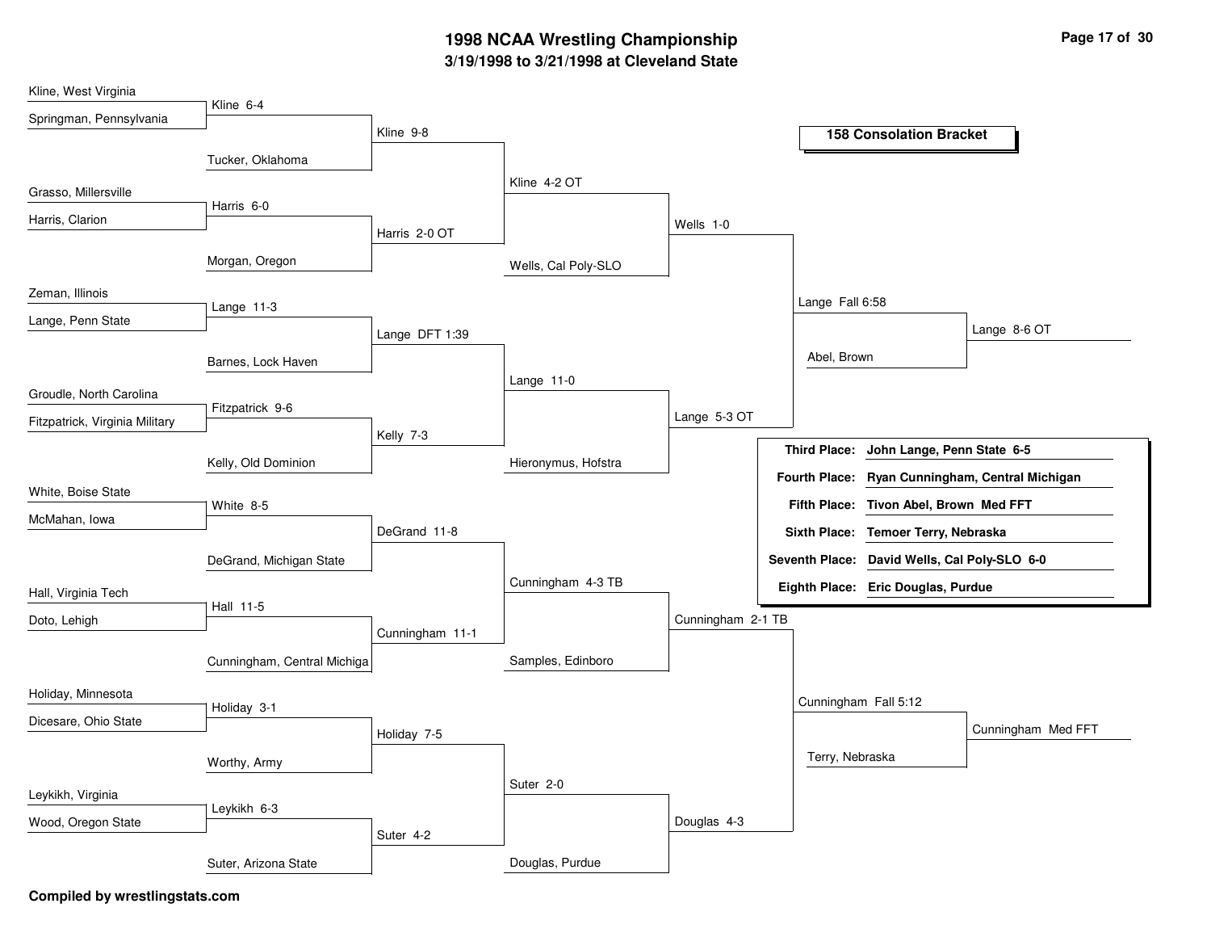# 1998 NCAA Wrestling Championship

## 3/19/1998 to 3/21/1998 at Cleveland State

### 158 Consolation Bracket

**Round 1**

- Kline, West Virginia vs. Springman, Pennsylvania — Kline 6-4
- Grasso, Millersville vs. Harris, Clarion — Harris 6-0
- Zeman, Illinois vs. Lange, Penn State — Lange 11-3
- Groudle, North Carolina vs. Fitzpatrick, Virginia Military — Fitzpatrick 9-6
- White, Boise State vs. McMahan, Iowa — White 8-5
- Hall, Virginia Tech vs. Doto, Lehigh — Hall 11-5
- Holiday, Minnesota vs. Dicesare, Ohio State — Holiday 3-1
- Leykikh, Virginia vs. Wood, Oregon State — Leykikh 6-3

**Round 2**

- Kline vs. Tucker, Oklahoma — Kline 9-8
- Harris vs. Morgan, Oregon — Harris 2-0 OT
- Lange vs. Barnes, Lock Haven — Lange DFT 1:39
- Fitzpatrick vs. Kelly, Old Dominion — Kelly 7-3
- White vs. DeGrand, Michigan State — DeGrand 11-8
- Hall vs. Cunningham, Central Michiga — Cunningham 11-1
- Holiday vs. Worthy, Army — Holiday 7-5
- Leykikh vs. Suter, Arizona State — Suter 4-2

**Round 3**

- Kline vs. Harris — Kline 4-2 OT
- Lange vs. Kelly — Lange 11-0
- DeGrand vs. Cunningham — Cunningham 4-3 TB
- Holiday vs. Suter — Suter 2-0

**Round 4**

- Kline vs. Wells, Cal Poly-SLO — Wells 1-0
- Lange vs. Hieronymus, Hofstra — Lange 5-3 OT
- Cunningham vs. Samples, Edinboro — Cunningham 2-1 TB
- Suter vs. Douglas, Purdue — Douglas 4-3

**Round 5**

- Wells vs. Lange — Lange Fall 6:58
- Cunningham vs. Douglas — Cunningham Fall 5:12

**Round 6**

- Lange vs. Abel, Brown — Lange 8-6 OT
- Cunningham vs. Terry, Nebraska — Cunningham Med FFT

| Place | Result |
|---|---|
| Third Place: | John Lange, Penn State 6-5 |
| Fourth Place: | Ryan Cunningham, Central Michigan |
| Fifth Place: | Tivon Abel, Brown Med FFT |
| Sixth Place: | Temoer Terry, Nebraska |
| Seventh Place: | David Wells, Cal Poly-SLO 6-0 |
| Eighth Place: | Eric Douglas, Purdue |

**Compiled by wrestlingstats.com**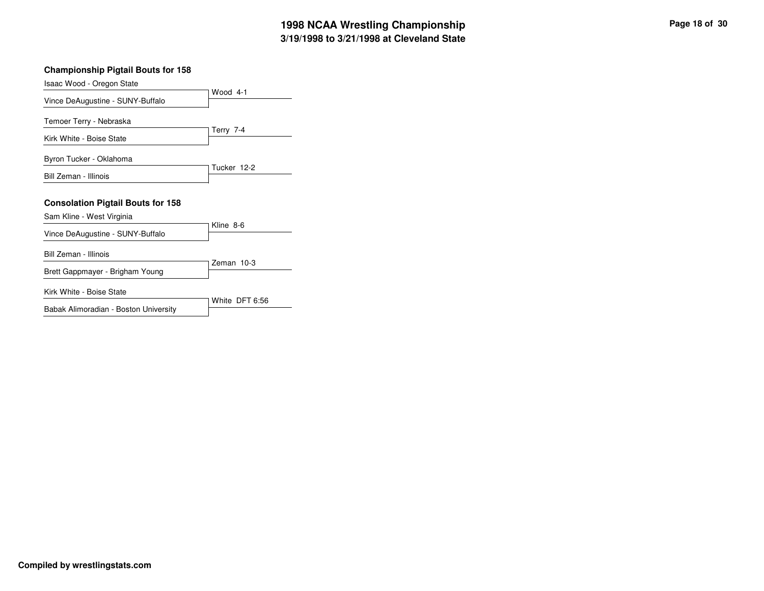## Championship Pigtail Bouts for 158

| Wrestler | Result |
| --- | --- |
| Isaac Wood - Oregon State | Wood 4-1 |
| Vince DeAugustine - SUNY-Buffalo | |
| Temoer Terry - Nebraska | Terry 7-4 |
| Kirk White - Boise State | |
| Byron Tucker - Oklahoma | Tucker 12-2 |
| Bill Zeman - Illinois | |

## Consolation Pigtail Bouts for 158

| Wrestler | Result |
| --- | --- |
| Sam Kline - West Virginia | Kline 8-6 |
| Vince DeAugustine - SUNY-Buffalo | |
| Bill Zeman - Illinois | Zeman 10-3 |
| Brett Gappmayer - Brigham Young | |
| Kirk White - Boise State | White DFT 6:56 |
| Babak Alimoradian - Boston University | |

**Compiled by wrestlingstats.com**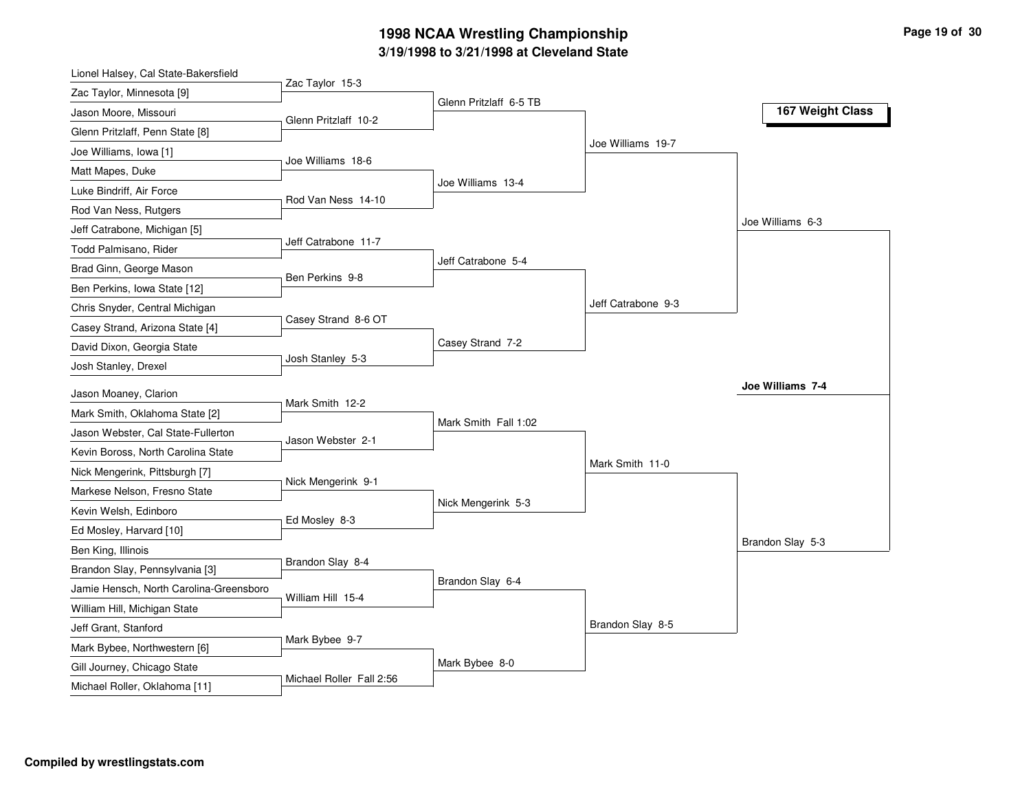# 1998 NCAA Wrestling Championship

## 3/19/1998 to 3/21/1998 at Cleveland State

### 167 Weight Class

**First Round**

- Lionel Halsey, Cal State-Bakersfield vs. Zac Taylor, Minnesota [9] — Zac Taylor 15-3
- Jason Moore, Missouri vs. Glenn Pritzlaff, Penn State [8] — Glenn Pritzlaff 10-2
- Joe Williams, Iowa [1] vs. Matt Mapes, Duke — Joe Williams 18-6
- Luke Bindriff, Air Force vs. Rod Van Ness, Rutgers — Rod Van Ness 14-10
- Jeff Catrabone, Michigan [5] vs. Todd Palmisano, Rider — Jeff Catrabone 11-7
- Brad Ginn, George Mason vs. Ben Perkins, Iowa State [12] — Ben Perkins 9-8
- Chris Snyder, Central Michigan vs. Casey Strand, Arizona State [4] — Casey Strand 8-6 OT
- David Dixon, Georgia State vs. Josh Stanley, Drexel — Josh Stanley 5-3
- Jason Moaney, Clarion vs. Mark Smith, Oklahoma State [2] — Mark Smith 12-2
- Jason Webster, Cal State-Fullerton vs. Kevin Boross, North Carolina State — Jason Webster 2-1
- Nick Mengerink, Pittsburgh [7] vs. Markese Nelson, Fresno State — Nick Mengerink 9-1
- Kevin Welsh, Edinboro vs. Ed Mosley, Harvard [10] — Ed Mosley 8-3
- Ben King, Illinois vs. Brandon Slay, Pennsylvania [3] — Brandon Slay 8-4
- Jamie Hensch, North Carolina-Greensboro vs. William Hill, Michigan State — William Hill 15-4
- Jeff Grant, Stanford vs. Mark Bybee, Northwestern [6] — Mark Bybee 9-7
- Gill Journey, Chicago State vs. Michael Roller, Oklahoma [11] — Michael Roller Fall 2:56

**Second Round**

- Glenn Pritzlaff 6-5 TB
- Joe Williams 13-4
- Jeff Catrabone 5-4
- Casey Strand 7-2
- Mark Smith Fall 1:02
- Nick Mengerink 5-3
- Brandon Slay 6-4
- Mark Bybee 8-0

**Quarterfinals**

- Joe Williams 19-7
- Jeff Catrabone 9-3
- Mark Smith 11-0
- Brandon Slay 8-5

**Semifinals**

- Joe Williams 6-3
- Brandon Slay 5-3

**Final**

- **Joe Williams 7-4**

Compiled by wrestlingstats.com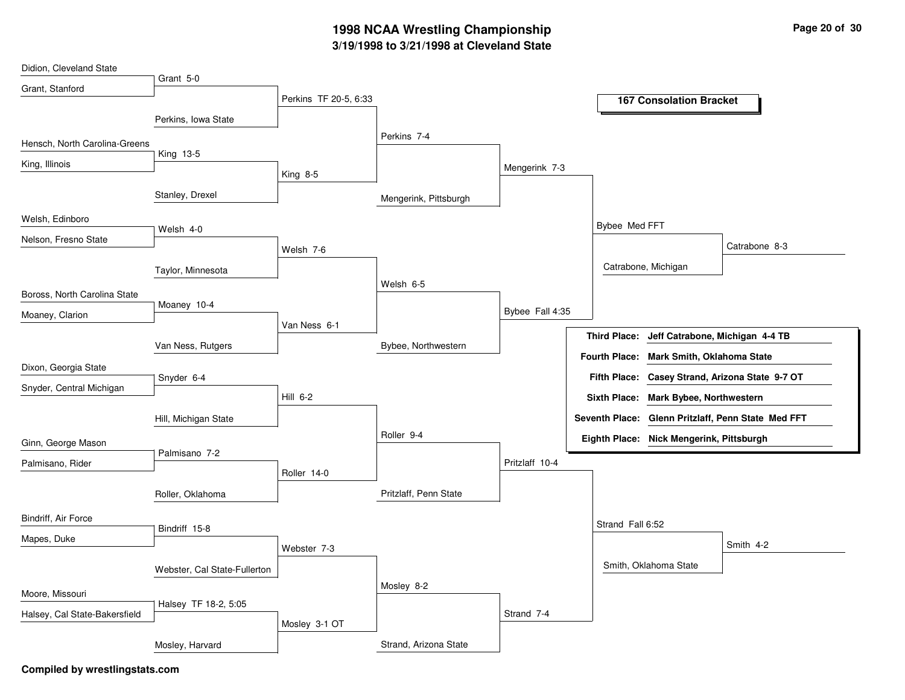# 1998 NCAA Wrestling Championship

## 3/19/1998 to 3/21/1998 at Cleveland State

### 167 Consolation Bracket

**Round 1**

| Wrestler 1 | Wrestler 2 | Winner |
|---|---|---|
| Didion, Cleveland State | Grant, Stanford | Grant 5-0 |
| Hensch, North Carolina-Greens | King, Illinois | King 13-5 |
| Welsh, Edinboro | Nelson, Fresno State | Welsh 4-0 |
| Boross, North Carolina State | Moaney, Clarion | Moaney 10-4 |
| Dixon, Georgia State | Snyder, Central Michigan | Snyder 6-4 |
| Ginn, George Mason | Palmisano, Rider | Palmisano 7-2 |
| Bindriff, Air Force | Mapes, Duke | Bindriff 15-8 |
| Moore, Missouri | Halsey, Cal State-Bakersfield | Halsey TF 18-2, 5:05 |

**Round 2**

| Wrestler 1 | Wrestler 2 | Winner |
|---|---|---|
| Grant | Perkins, Iowa State | Perkins TF 20-5, 6:33 |
| King | Stanley, Drexel | King 8-5 |
| Welsh | Taylor, Minnesota | Welsh 7-6 |
| Moaney | Van Ness, Rutgers | Van Ness 6-1 |
| Snyder | Hill, Michigan State | Hill 6-2 |
| Palmisano | Roller, Oklahoma | Roller 14-0 |
| Bindriff | Webster, Cal State-Fullerton | Webster 7-3 |
| Halsey | Mosley, Harvard | Mosley 3-1 OT |

**Round 3**

| Wrestler 1 | Wrestler 2 | Winner |
|---|---|---|
| Perkins | King | Perkins 7-4 |
| Welsh | Van Ness | Welsh 6-5 |
| Hill | Roller | Roller 9-4 |
| Webster | Mosley | Mosley 8-2 |

**Round 4**

| Wrestler 1 | Wrestler 2 | Winner |
|---|---|---|
| Perkins | Mengerink, Pittsburgh | Mengerink 7-3 |
| Welsh | Bybee, Northwestern | Bybee Fall 4:35 |
| Roller | Pritzlaff, Penn State | Pritzlaff 10-4 |
| Mosley | Strand, Arizona State | Strand 7-4 |

**Quarterfinals**

| Wrestler 1 | Wrestler 2 | Winner |
|---|---|---|
| Mengerink | Bybee | Bybee Med FFT |
| Pritzlaff | Strand | Strand Fall 6:52 |

**Semifinals**

| Wrestler 1 | Wrestler 2 | Winner |
|---|---|---|
| Bybee | Catrabone, Michigan | Catrabone 8-3 |
| Strand | Smith, Oklahoma State | Smith 4-2 |

**Placings**

| Place | Wrestler |
|---|---|
| Third Place: | Jeff Catrabone, Michigan 4-4 TB |
| Fourth Place: | Mark Smith, Oklahoma State |
| Fifth Place: | Casey Strand, Arizona State 9-7 OT |
| Sixth Place: | Mark Bybee, Northwestern |
| Seventh Place: | Glenn Pritzlaff, Penn State Med FFT |
| Eighth Place: | Nick Mengerink, Pittsburgh |

**Compiled by wrestlingstats.com**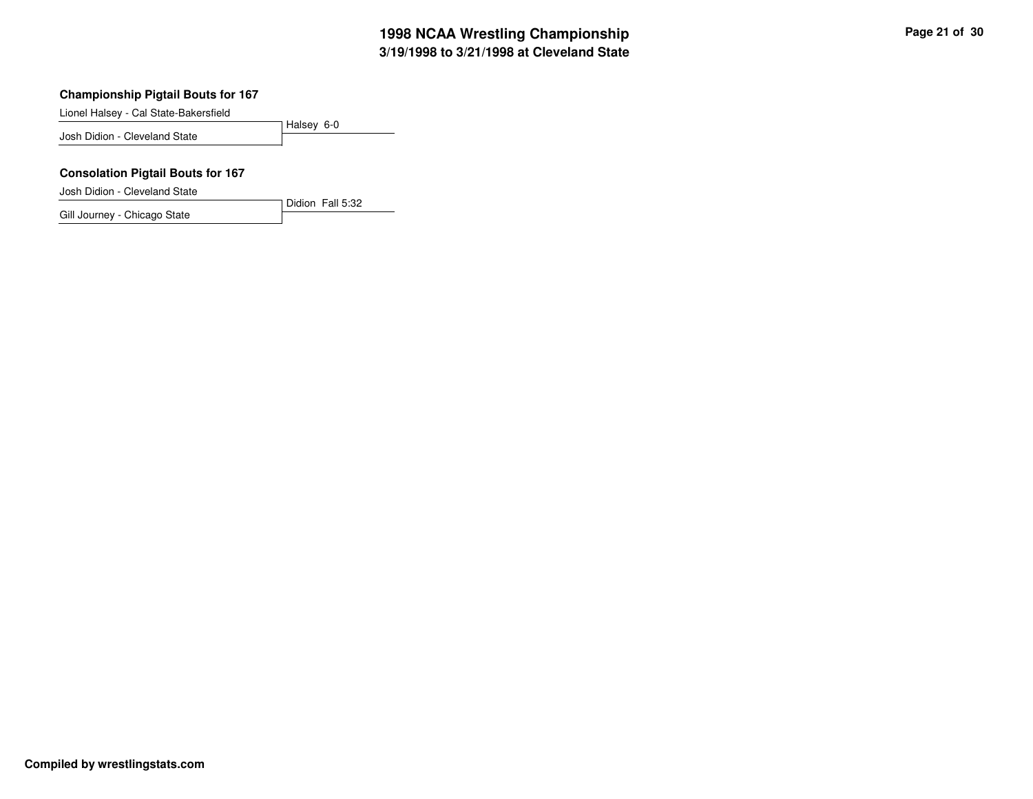# 1998 NCAA Wrestling Championship
## 3/19/1998 to 3/21/1998 at Cleveland State

### Championship Pigtail Bouts for 167

Lionel Halsey - Cal State-Bakersfield
Josh Didion - Cleveland State

Halsey 6-0

### Consolation Pigtail Bouts for 167

Josh Didion - Cleveland State
Gill Journey - Chicago State

Didion Fall 5:32

**Compiled by wrestlingstats.com**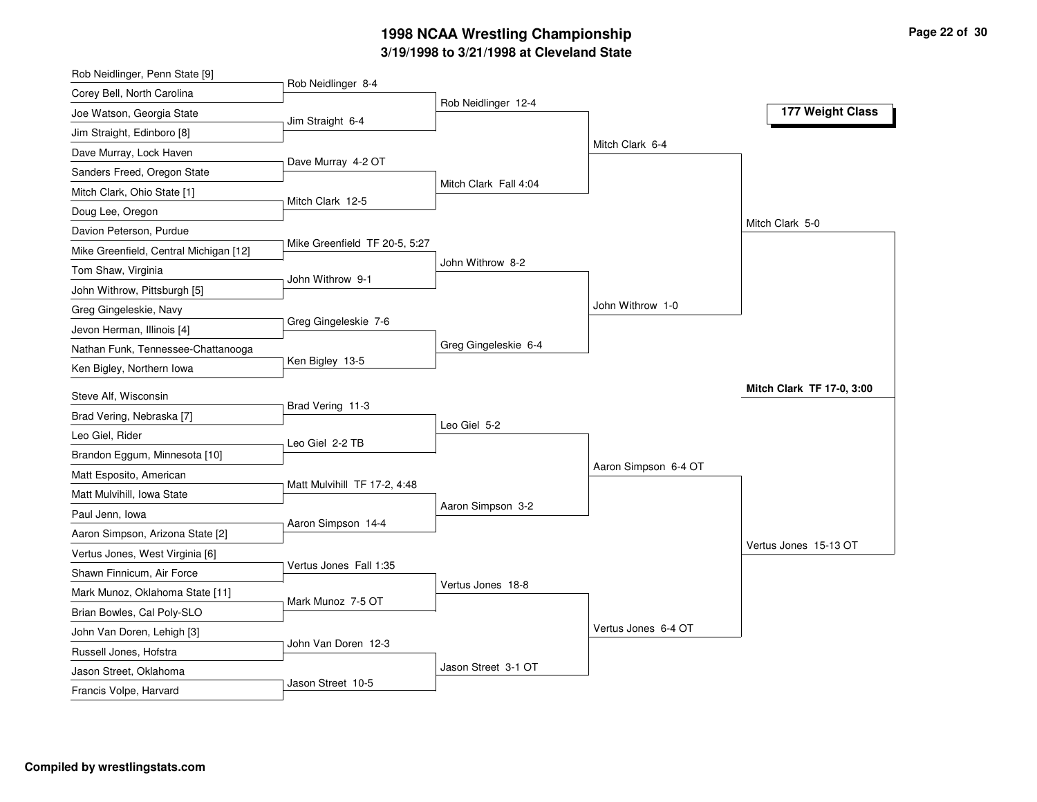# 1998 NCAA Wrestling Championship

## 3/19/1998 to 3/21/1998 at Cleveland State

### 177 Weight Class

**First Round**

- Rob Neidlinger, Penn State [9] vs. Corey Bell, North Carolina — Rob Neidlinger 8-4
- Joe Watson, Georgia State vs. Jim Straight, Edinboro [8] — Jim Straight 6-4
- Dave Murray, Lock Haven vs. Sanders Freed, Oregon State — Dave Murray 4-2 OT
- Mitch Clark, Ohio State [1] vs. Doug Lee, Oregon — Mitch Clark 12-5
- Davion Peterson, Purdue vs. Mike Greenfield, Central Michigan [12] — Mike Greenfield TF 20-5, 5:27
- Tom Shaw, Virginia vs. John Withrow, Pittsburgh [5] — John Withrow 9-1
- Greg Gingeleskie, Navy vs. Jevon Herman, Illinois [4] — Greg Gingeleskie 7-6
- Nathan Funk, Tennessee-Chattanooga vs. Ken Bigley, Northern Iowa — Ken Bigley 13-5
- Steve Alf, Wisconsin vs. Brad Vering, Nebraska [7] — Brad Vering 11-3
- Leo Giel, Rider vs. Brandon Eggum, Minnesota [10] — Leo Giel 2-2 TB
- Matt Esposito, American vs. Matt Mulvihill, Iowa State — Matt Mulvihill TF 17-2, 4:48
- Paul Jenn, Iowa vs. Aaron Simpson, Arizona State [2] — Aaron Simpson 14-4
- Vertus Jones, West Virginia [6] vs. Shawn Finnicum, Air Force — Vertus Jones Fall 1:35
- Mark Munoz, Oklahoma State [11] vs. Brian Bowles, Cal Poly-SLO — Mark Munoz 7-5 OT
- John Van Doren, Lehigh [3] vs. Russell Jones, Hofstra — John Van Doren 12-3
- Jason Street, Oklahoma vs. Francis Volpe, Harvard — Jason Street 10-5

**Second Round**

- Rob Neidlinger 12-4
- Mitch Clark Fall 4:04
- John Withrow 8-2
- Greg Gingeleskie 6-4
- Leo Giel 5-2
- Aaron Simpson 3-2
- Vertus Jones 18-8
- Jason Street 3-1 OT

**Quarterfinals**

- Mitch Clark 6-4
- John Withrow 1-0
- Aaron Simpson 6-4 OT
- Vertus Jones 6-4 OT

**Semifinals**

- Mitch Clark 5-0
- Vertus Jones 15-13 OT

**Final**

- **Mitch Clark TF 17-0, 3:00**

Compiled by wrestlingstats.com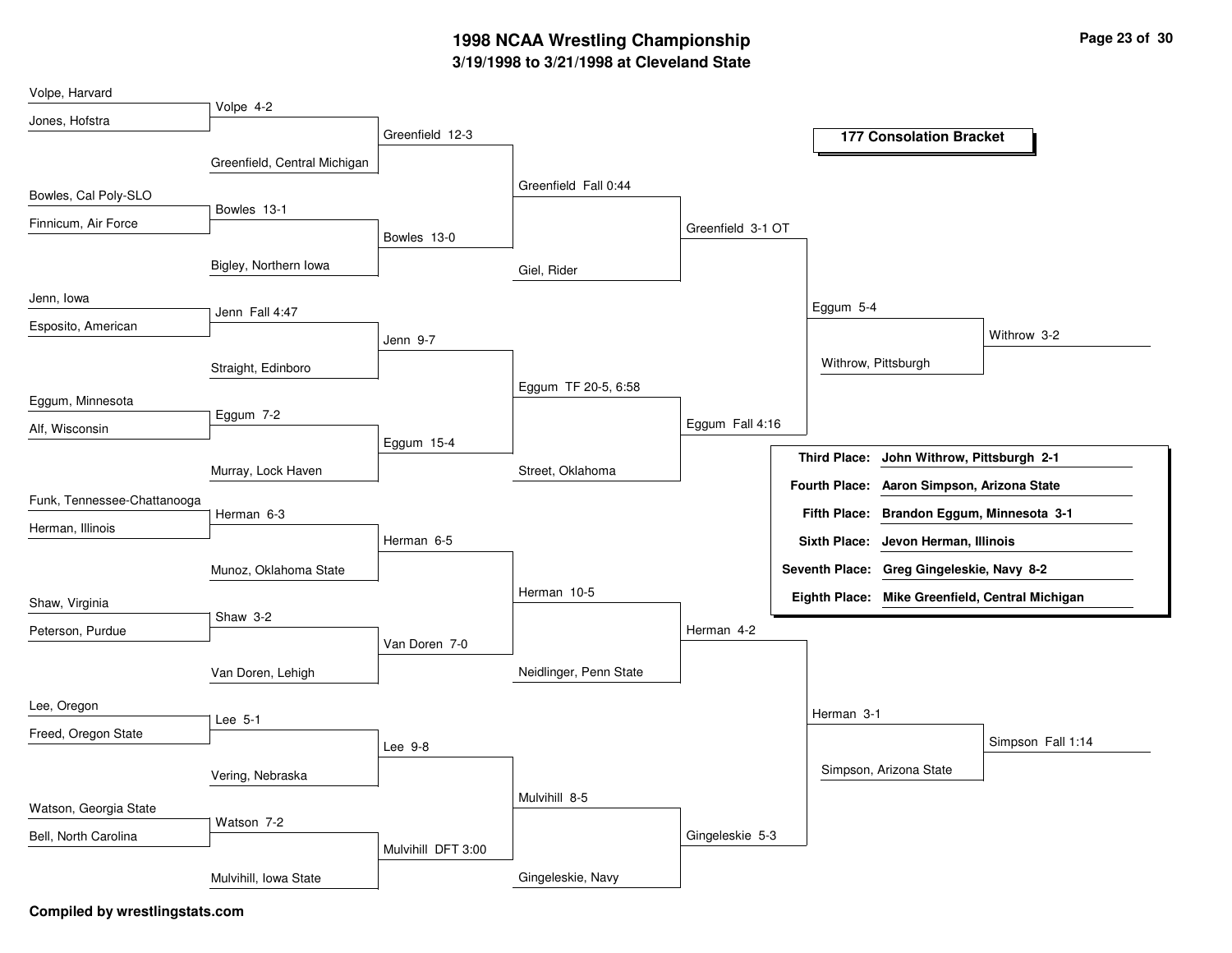# 1998 NCAA Wrestling Championship
## 3/19/1998 to 3/21/1998 at Cleveland State

### 177 Consolation Bracket

**Consolation Round 1**

- Volpe, Harvard vs. Jones, Hofstra — Volpe 4-2
- Bowles, Cal Poly-SLO vs. Finnicum, Air Force — Bowles 13-1
- Jenn, Iowa vs. Esposito, American — Jenn Fall 4:47
- Eggum, Minnesota vs. Alf, Wisconsin — Eggum 7-2
- Funk, Tennessee-Chattanooga vs. Herman, Illinois — Herman 6-3
- Shaw, Virginia vs. Peterson, Purdue — Shaw 3-2
- Lee, Oregon vs. Freed, Oregon State — Lee 5-1
- Watson, Georgia State vs. Bell, North Carolina — Watson 7-2

**Consolation Round 2**

- Volpe vs. Greenfield, Central Michigan — Greenfield 12-3
- Bowles vs. Bigley, Northern Iowa — Bowles 13-0
- Jenn vs. Straight, Edinboro — Jenn 9-7
- Eggum vs. Murray, Lock Haven — Eggum 15-4
- Herman vs. Munoz, Oklahoma State — Herman 6-5
- Shaw vs. Van Doren, Lehigh — Van Doren 7-0
- Lee vs. Vering, Nebraska — Lee 9-8
- Watson vs. Mulvihill, Iowa State — Mulvihill DFT 3:00

**Consolation Round 3**

- Greenfield vs. Bowles — Greenfield Fall 0:44
- Jenn vs. Eggum — Eggum TF 20-5, 6:58
- Herman vs. Van Doren — Herman 10-5
- Lee vs. Mulvihill — Mulvihill 8-5

**Consolation Round 4**

- Greenfield vs. Giel, Rider — Greenfield 3-1 OT
- Eggum vs. Street, Oklahoma — Eggum Fall 4:16
- Herman vs. Neidlinger, Penn State — Herman 4-2
- Mulvihill vs. Gingeleskie, Navy — Gingeleskie 5-3

**Consolation Quarterfinals**

- Greenfield vs. Eggum — Eggum 5-4
- Herman vs. Gingeleskie — Herman 3-1

**Consolation Semifinals**

- Eggum vs. Withrow, Pittsburgh — Withrow 3-2
- Herman vs. Simpson, Arizona State — Simpson Fall 1:14

| Place | Result |
|---|---|
| **Third Place:** | **John Withrow, Pittsburgh 2-1** |
| **Fourth Place:** | **Aaron Simpson, Arizona State** |
| **Fifth Place:** | **Brandon Eggum, Minnesota 3-1** |
| **Sixth Place:** | **Jevon Herman, Illinois** |
| **Seventh Place:** | **Greg Gingeleskie, Navy 8-2** |
| **Eighth Place:** | **Mike Greenfield, Central Michigan** |

**Compiled by wrestlingstats.com**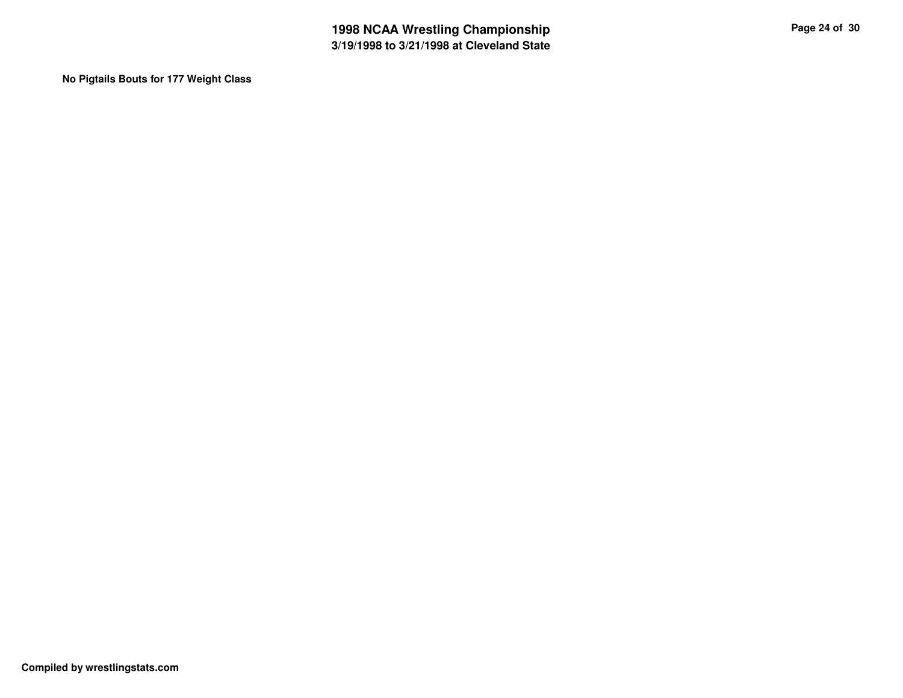**No Pigtails Bouts for 177 Weight Class**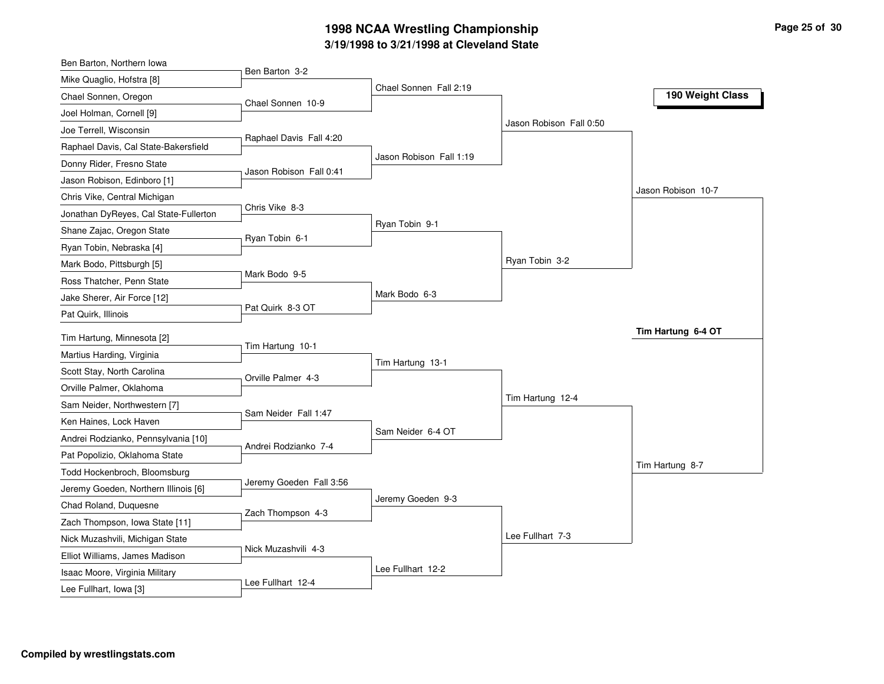# 1998 NCAA Wrestling Championship

## 3/19/1998 to 3/21/1998 at Cleveland State

### 190 Weight Class

**First Round**

| Wrestler 1 | Wrestler 2 | Result |
|---|---|---|
| Ben Barton, Northern Iowa | Mike Quaglio, Hofstra [8] | Ben Barton 3-2 |
| Chael Sonnen, Oregon | Joel Holman, Cornell [9] | Chael Sonnen 10-9 |
| Joe Terrell, Wisconsin | Raphael Davis, Cal State-Bakersfield | Raphael Davis Fall 4:20 |
| Donny Rider, Fresno State | Jason Robison, Edinboro [1] | Jason Robison Fall 0:41 |
| Chris Vike, Central Michigan | Jonathan DyReyes, Cal State-Fullerton | Chris Vike 8-3 |
| Shane Zajac, Oregon State | Ryan Tobin, Nebraska [4] | Ryan Tobin 6-1 |
| Mark Bodo, Pittsburgh [5] | Ross Thatcher, Penn State | Mark Bodo 9-5 |
| Jake Sherer, Air Force [12] | Pat Quirk, Illinois | Pat Quirk 8-3 OT |
| Tim Hartung, Minnesota [2] | Martius Harding, Virginia | Tim Hartung 10-1 |
| Scott Stay, North Carolina | Orville Palmer, Oklahoma | Orville Palmer 4-3 |
| Sam Neider, Northwestern [7] | Ken Haines, Lock Haven | Sam Neider Fall 1:47 |
| Andrei Rodzianko, Pennsylvania [10] | Pat Popolizio, Oklahoma State | Andrei Rodzianko 7-4 |
| Todd Hockenbroch, Bloomsburg | Jeremy Goeden, Northern Illinois [6] | Jeremy Goeden Fall 3:56 |
| Chad Roland, Duquesne | Zach Thompson, Iowa State [11] | Zach Thompson 4-3 |
| Nick Muzashvili, Michigan State | Elliot Williams, James Madison | Nick Muzashvili 4-3 |
| Isaac Moore, Virginia Military | Lee Fullhart, Iowa [3] | Lee Fullhart 12-4 |

**Second Round**

- Chael Sonnen Fall 2:19
- Jason Robison Fall 1:19
- Ryan Tobin 9-1
- Mark Bodo 6-3
- Tim Hartung 13-1
- Sam Neider 6-4 OT
- Jeremy Goeden 9-3
- Lee Fullhart 12-2

**Quarterfinals**

- Jason Robison Fall 0:50
- Ryan Tobin 3-2
- Tim Hartung 12-4
- Lee Fullhart 7-3

**Semifinals**

- Jason Robison 10-7
- Tim Hartung 8-7

**Final**

**Tim Hartung 6-4 OT**

**Compiled by wrestlingstats.com**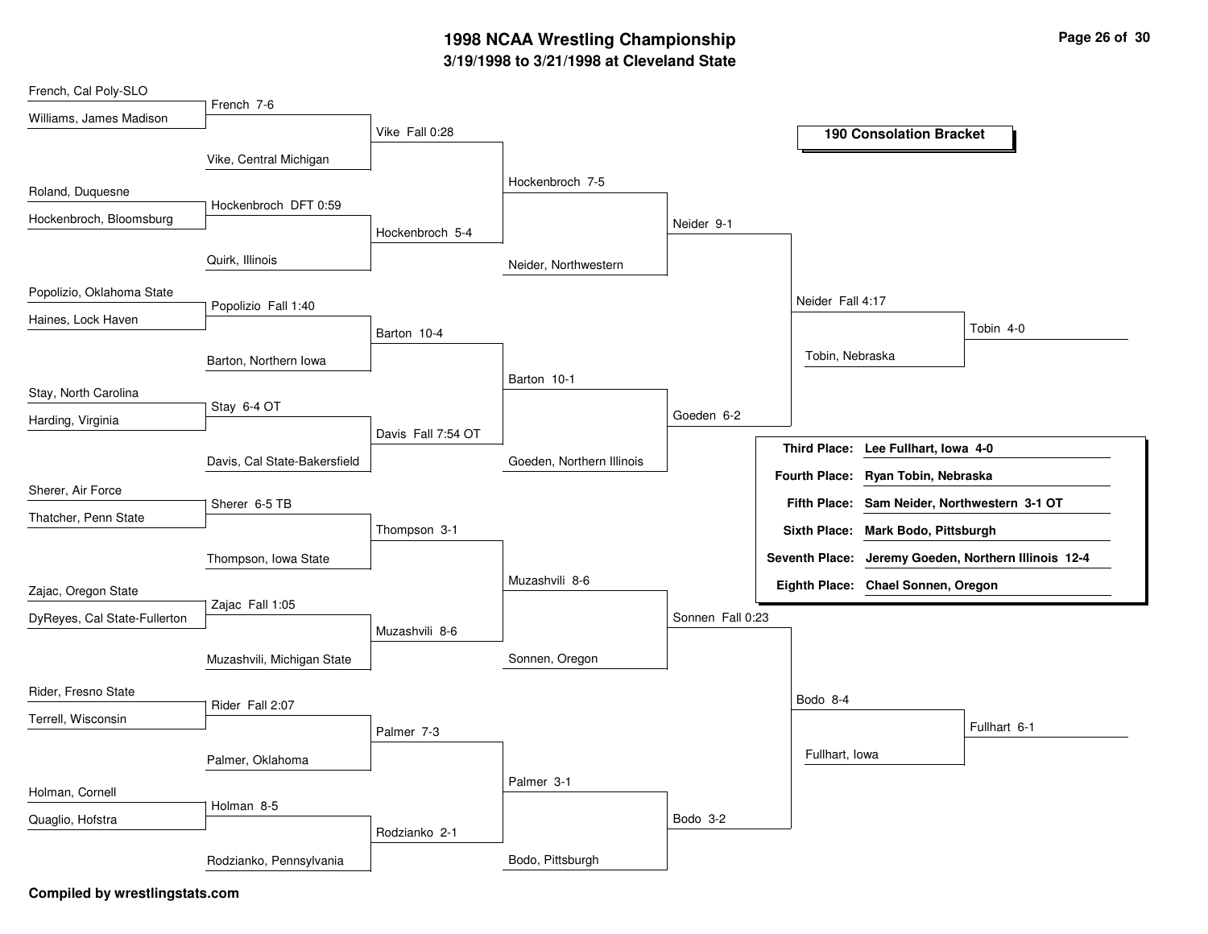# 1998 NCAA Wrestling Championship

## 3/19/1998 to 3/21/1998 at Cleveland State

### 190 Consolation Bracket

**First Round / Second Round**

- French, Cal Poly-SLO vs. Williams, James Madison — French 7-6
- French vs. Vike, Central Michigan — Vike Fall 0:28
- Roland, Duquesne vs. Hockenbroch, Bloomsburg — Hockenbroch DFT 0:59
- Hockenbroch vs. Quirk, Illinois — Hockenbroch 5-4
- Popolizio, Oklahoma State vs. Haines, Lock Haven — Popolizio Fall 1:40
- Popolizio vs. Barton, Northern Iowa — Barton 10-4
- Stay, North Carolina vs. Harding, Virginia — Stay 6-4 OT
- Stay vs. Davis, Cal State-Bakersfield — Davis Fall 7:54 OT
- Sherer, Air Force vs. Thatcher, Penn State — Sherer 6-5 TB
- Sherer vs. Thompson, Iowa State — Thompson 3-1
- Zajac, Oregon State vs. DyReyes, Cal State-Fullerton — Zajac Fall 1:05
- Zajac vs. Muzashvili, Michigan State — Muzashvili 8-6
- Rider, Fresno State vs. Terrell, Wisconsin — Rider Fall 2:07
- Rider vs. Palmer, Oklahoma — Palmer 7-3
- Holman, Cornell vs. Quaglio, Hofstra — Holman 8-5
- Holman vs. Rodzianko, Pennsylvania — Rodzianko 2-1

**Third Round**

- Vike vs. Hockenbroch — Hockenbroch 7-5
- Barton vs. Davis — Barton 10-1
- Thompson vs. Muzashvili — Muzashvili 8-6
- Palmer vs. Rodzianko — Palmer 3-1

**Fourth Round**

- Hockenbroch vs. Neider, Northwestern — Neider 9-1
- Barton vs. Goeden, Northern Illinois — Goeden 6-2
- Muzashvili vs. Sonnen, Oregon — Sonnen Fall 0:23
- Palmer vs. Bodo, Pittsburgh — Bodo 3-2

**Fifth Round**

- Neider vs. Goeden — Neider Fall 4:17
- Sonnen vs. Bodo — Bodo 8-4

**Consolation Semifinals**

- Neider vs. Tobin, Nebraska — Tobin 4-0
- Bodo vs. Fullhart, Iowa — Fullhart 6-1

| Place | Result |
|---|---|
| **Third Place:** | **Lee Fullhart, Iowa 4-0** |
| **Fourth Place:** | **Ryan Tobin, Nebraska** |
| **Fifth Place:** | **Sam Neider, Northwestern 3-1 OT** |
| **Sixth Place:** | **Mark Bodo, Pittsburgh** |
| **Seventh Place:** | **Jeremy Goeden, Northern Illinois 12-4** |
| **Eighth Place:** | **Chael Sonnen, Oregon** |

**Compiled by wrestlingstats.com**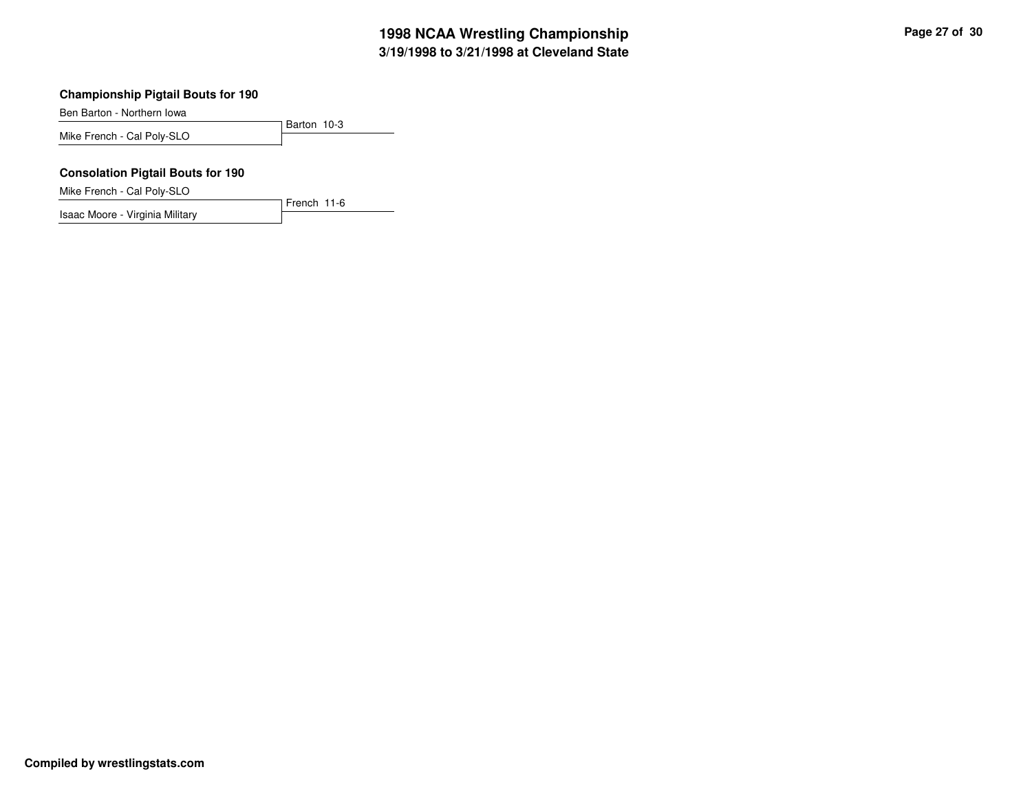## Championship Pigtail Bouts for 190

| Wrestler | Result |
| --- | --- |
| Ben Barton - Northern Iowa | Barton 10-3 |
| Mike French - Cal Poly-SLO | |

## Consolation Pigtail Bouts for 190

| Wrestler | Result |
| --- | --- |
| Mike French - Cal Poly-SLO | French 11-6 |
| Isaac Moore - Virginia Military | |

**Compiled by wrestlingstats.com**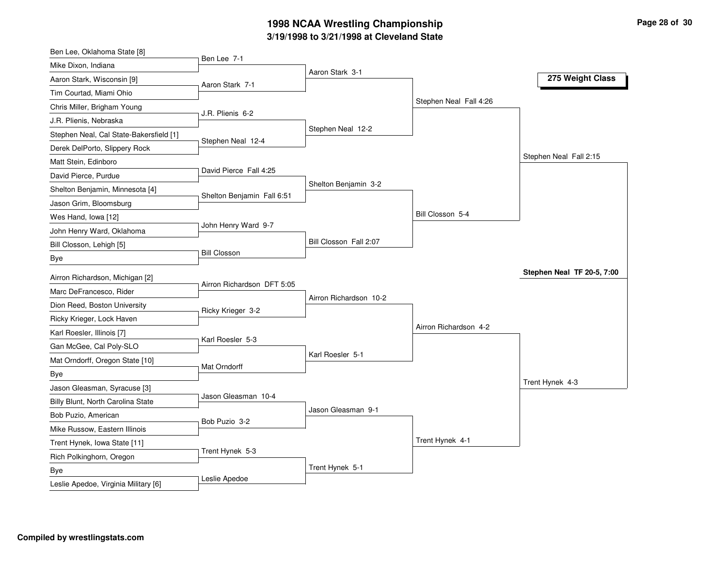# 1998 NCAA Wrestling Championship

## 3/19/1998 to 3/21/1998 at Cleveland State

### 275 Weight Class

**First Round**

- Ben Lee, Oklahoma State [8] vs. Mike Dixon, Indiana — Ben Lee 7-1
- Aaron Stark, Wisconsin [9] vs. Tim Courtad, Miami Ohio — Aaron Stark 7-1
- Chris Miller, Brigham Young vs. J.R. Plienis, Nebraska — J.R. Plienis 6-2
- Stephen Neal, Cal State-Bakersfield [1] vs. Derek DelPorto, Slippery Rock — Stephen Neal 12-4
- Matt Stein, Edinboro vs. David Pierce, Purdue — David Pierce Fall 4:25
- Shelton Benjamin, Minnesota [4] vs. Jason Grim, Bloomsburg — Shelton Benjamin Fall 6:51
- Wes Hand, Iowa [12] vs. John Henry Ward, Oklahoma — John Henry Ward 9-7
- Bill Closson, Lehigh [5] vs. Bye — Bill Closson
- Airron Richardson, Michigan [2] vs. Marc DeFrancesco, Rider — Airron Richardson DFT 5:05
- Dion Reed, Boston University vs. Ricky Krieger, Lock Haven — Ricky Krieger 3-2
- Karl Roesler, Illinois [7] vs. Gan McGee, Cal Poly-SLO — Karl Roesler 5-3
- Mat Orndorff, Oregon State [10] vs. Bye — Mat Orndorff
- Jason Gleasman, Syracuse [3] vs. Billy Blunt, North Carolina State — Jason Gleasman 10-4
- Bob Puzio, American vs. Mike Russow, Eastern Illinois — Bob Puzio 3-2
- Trent Hynek, Iowa State [11] vs. Rich Polkinghorn, Oregon — Trent Hynek 5-3
- Bye vs. Leslie Apedoe, Virginia Military [6] — Leslie Apedoe

**Second Round**

- Aaron Stark 3-1
- Stephen Neal 12-2
- Shelton Benjamin 3-2
- Bill Closson Fall 2:07
- Airron Richardson 10-2
- Karl Roesler 5-1
- Jason Gleasman 9-1
- Trent Hynek 5-1

**Quarterfinals**

- Stephen Neal Fall 4:26
- Bill Closson 5-4
- Airron Richardson 4-2
- Trent Hynek 4-1

**Semifinals**

- Stephen Neal Fall 2:15
- Trent Hynek 4-3

**Final**

**Stephen Neal TF 20-5, 7:00**

Compiled by wrestlingstats.com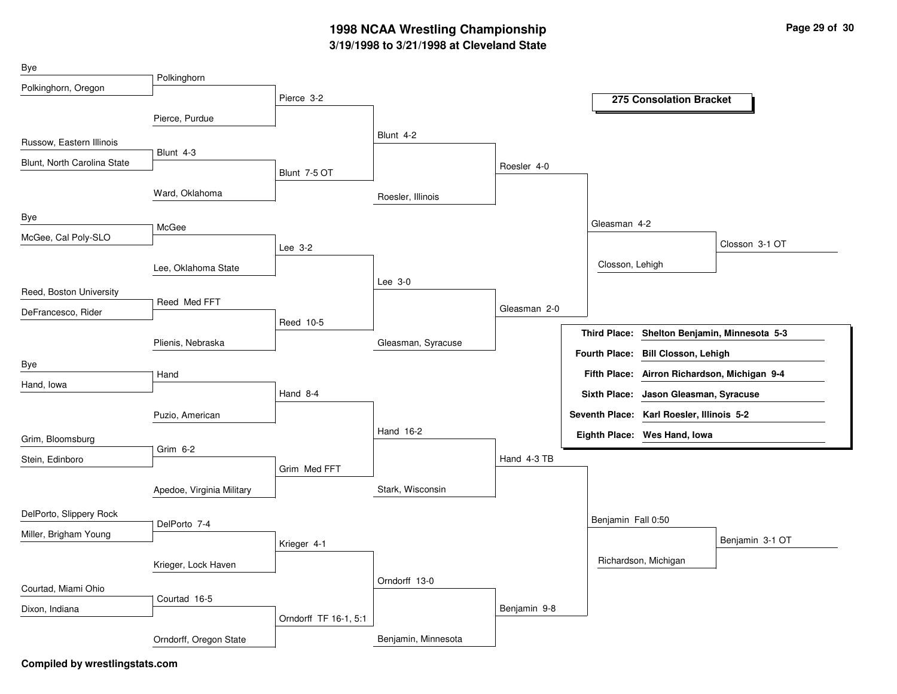# 1998 NCAA Wrestling Championship

## 3/19/1998 to 3/21/1998 at Cleveland State

### 275 Consolation Bracket

**First Round**

| Wrestler 1 | Wrestler 2 | Result |
|---|---|---|
| Bye | Polkinghorn, Oregon | Polkinghorn |
| Russow, Eastern Illinois | Blunt, North Carolina State | Blunt 4-3 |
| Bye | McGee, Cal Poly-SLO | McGee |
| Reed, Boston University | DeFrancesco, Rider | Reed Med FFT |
| Bye | Hand, Iowa | Hand |
| Grim, Bloomsburg | Stein, Edinboro | Grim 6-2 |
| DelPorto, Slippery Rock | Miller, Brigham Young | DelPorto 7-4 |
| Courtad, Miami Ohio | Dixon, Indiana | Courtad 16-5 |

**Second Round**

| Wrestler 1 | Wrestler 2 | Result |
|---|---|---|
| Polkinghorn | Pierce, Purdue | Pierce 3-2 |
| Blunt | Ward, Oklahoma | Blunt 7-5 OT |
| McGee | Lee, Oklahoma State | Lee 3-2 |
| Reed | Plienis, Nebraska | Reed 10-5 |
| Hand | Puzio, American | Hand 8-4 |
| Grim | Apedoe, Virginia Military | Grim Med FFT |
| DelPorto | Krieger, Lock Haven | Krieger 4-1 |
| Courtad | Orndorff, Oregon State | Orndorff TF 16-1, 5:1 |

**Third Round**

| Wrestler 1 | Wrestler 2 | Result |
|---|---|---|
| Pierce | Blunt | Blunt 4-2 |
| Lee | Reed | Lee 3-0 |
| Hand | Grim | Hand 16-2 |
| Krieger | Orndorff | Orndorff 13-0 |

**Fourth Round**

| Wrestler 1 | Wrestler 2 | Result |
|---|---|---|
| Blunt | Roesler, Illinois | Roesler 4-0 |
| Lee | Gleasman, Syracuse | Gleasman 2-0 |
| Hand | Stark, Wisconsin | Hand 4-3 TB |
| Orndorff | Benjamin, Minnesota | Benjamin 9-8 |

**Quarterfinals**

| Wrestler 1 | Wrestler 2 | Result |
|---|---|---|
| Roesler | Gleasman | Gleasman 4-2 |
| Hand | Benjamin | Benjamin Fall 0:50 |

**Semifinals**

| Wrestler 1 | Wrestler 2 | Result |
|---|---|---|
| Gleasman | Closson, Lehigh | Closson 3-1 OT |
| Benjamin | Richardson, Michigan | Benjamin 3-1 OT |

| Place | Wrestler |
|---|---|
| Third Place: | Shelton Benjamin, Minnesota 5-3 |
| Fourth Place: | Bill Closson, Lehigh |
| Fifth Place: | Airron Richardson, Michigan 9-4 |
| Sixth Place: | Jason Gleasman, Syracuse |
| Seventh Place: | Karl Roesler, Illinois 5-2 |
| Eighth Place: | Wes Hand, Iowa |

**Compiled by wrestlingstats.com**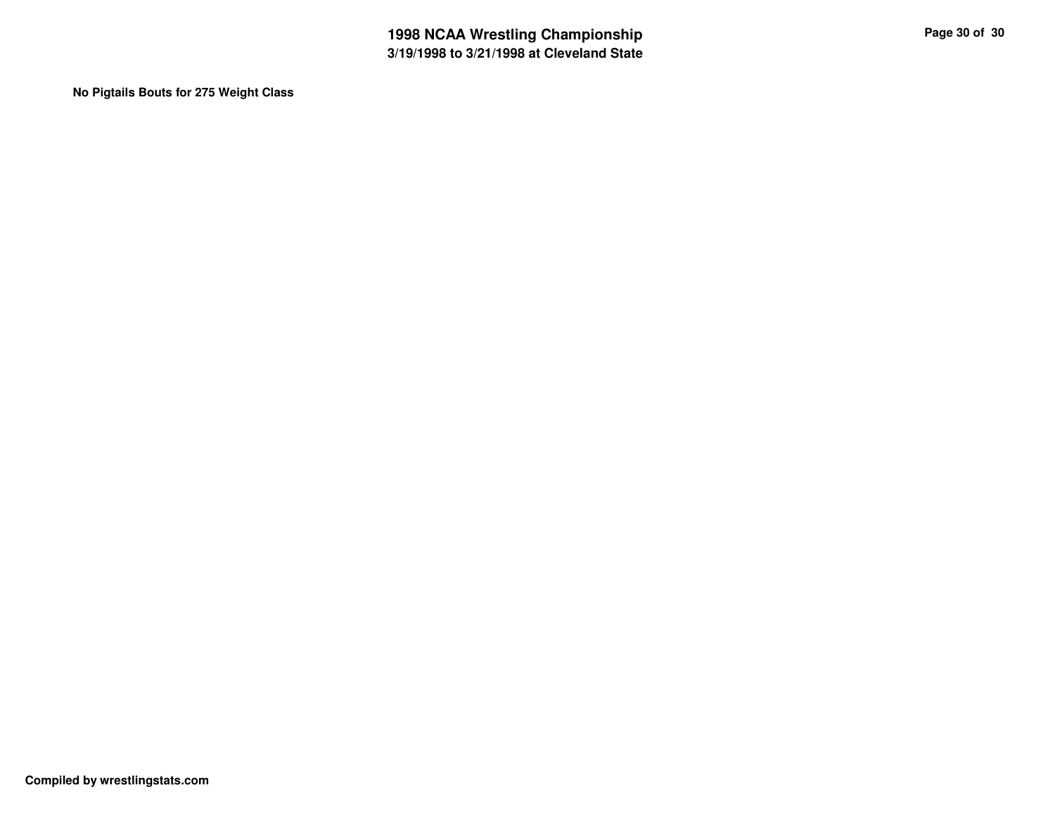**No Pigtails Bouts for 275 Weight Class**